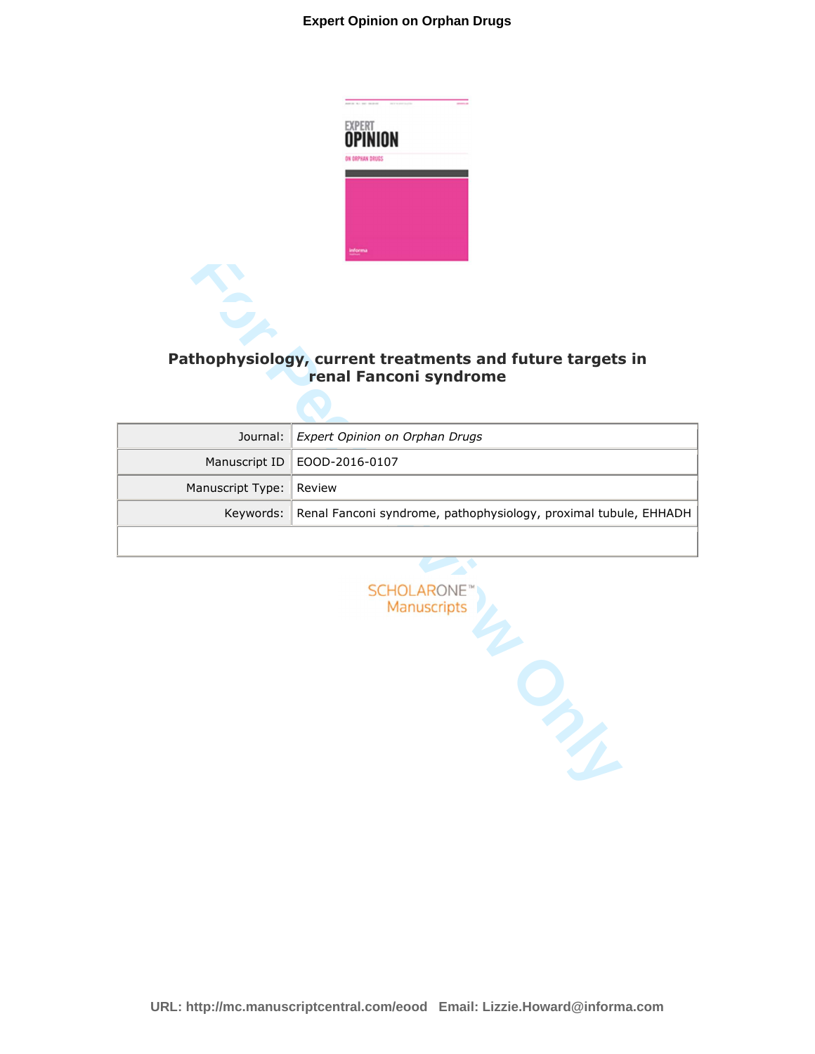# Pathophysiology, current treatments and future targets in renal Fanconi syndrome

| Journal: | *Expert Opinion on Orphan Drugs* |
|---|---|
| Manuscript ID | EOOD-2016-0107 |
| Manuscript Type: | Review |
| Keywords: | Renal Fanconi syndrome, pathophysiology, proximal tubule, EHHADH |

SCHOLARONE™ Manuscripts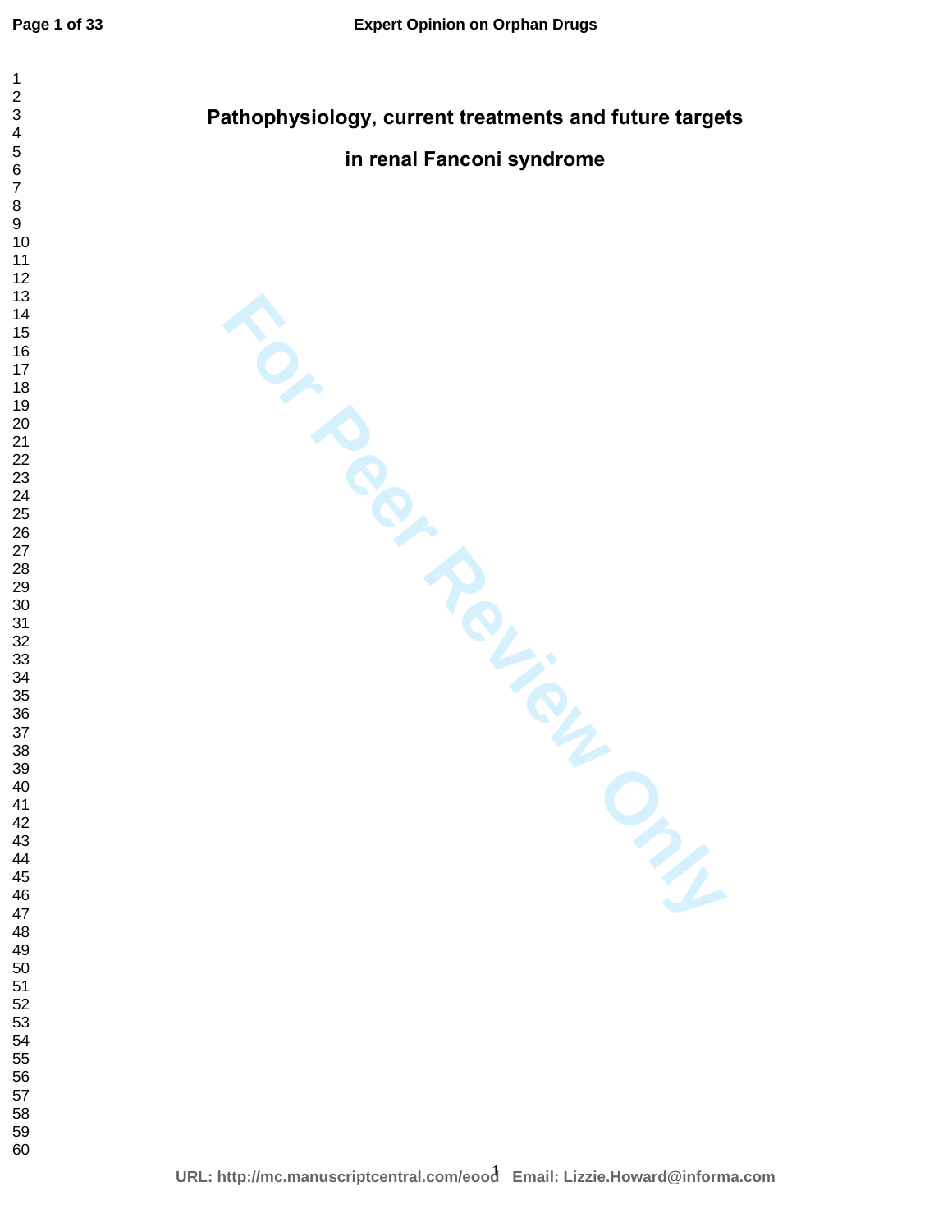# Pathophysiology, current treatments and future targets in renal Fanconi syndrome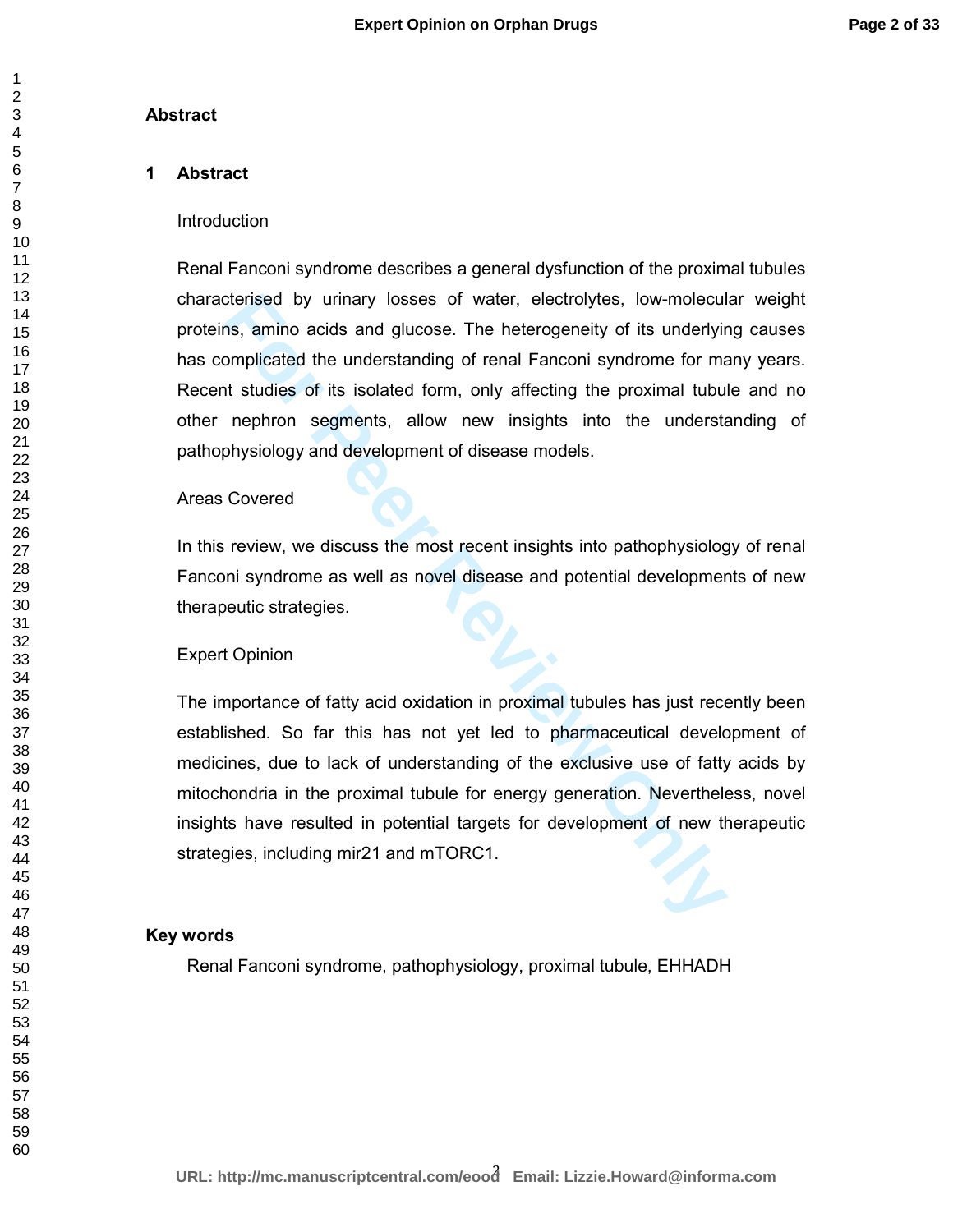## Abstract

# 1 Abstract

Introduction

Renal Fanconi syndrome describes a general dysfunction of the proximal tubules characterised by urinary losses of water, electrolytes, low-molecular weight proteins, amino acids and glucose. The heterogeneity of its underlying causes has complicated the understanding of renal Fanconi syndrome for many years. Recent studies of its isolated form, only affecting the proximal tubule and no other nephron segments, allow new insights into the understanding of pathophysiology and development of disease models.

Areas Covered

In this review, we discuss the most recent insights into pathophysiology of renal Fanconi syndrome as well as novel disease and potential developments of new therapeutic strategies.

Expert Opinion

The importance of fatty acid oxidation in proximal tubules has just recently been established. So far this has not yet led to pharmaceutical development of medicines, due to lack of understanding of the exclusive use of fatty acids by mitochondria in the proximal tubule for energy generation. Nevertheless, novel insights have resulted in potential targets for development of new therapeutic strategies, including mir21 and mTORC1.

## Key words

Renal Fanconi syndrome, pathophysiology, proximal tubule, EHHADH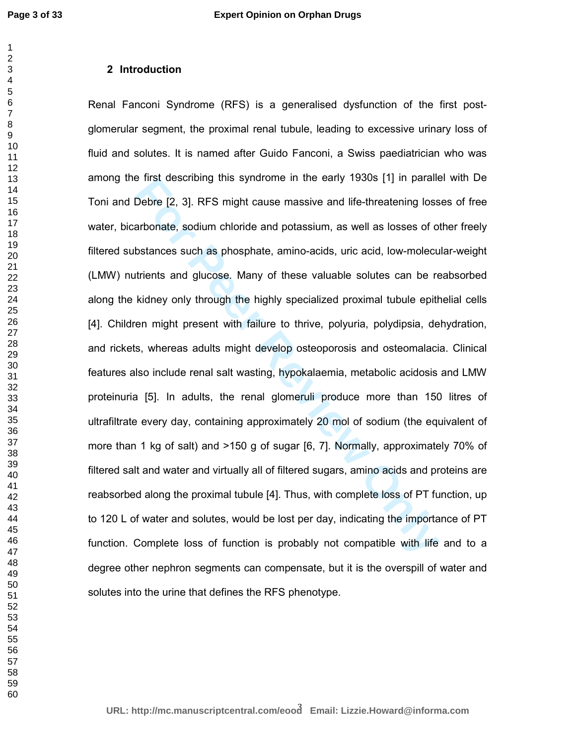## 2 Introduction

Renal Fanconi Syndrome (RFS) is a generalised dysfunction of the first post-glomerular segment, the proximal renal tubule, leading to excessive urinary loss of fluid and solutes. It is named after Guido Fanconi, a Swiss paediatrician who was among the first describing this syndrome in the early 1930s [1] in parallel with De Toni and Debre [2, 3]. RFS might cause massive and life-threatening losses of free water, bicarbonate, sodium chloride and potassium, as well as losses of other freely filtered substances such as phosphate, amino-acids, uric acid, low-molecular-weight (LMW) nutrients and glucose. Many of these valuable solutes can be reabsorbed along the kidney only through the highly specialized proximal tubule epithelial cells [4]. Children might present with failure to thrive, polyuria, polydipsia, dehydration, and rickets, whereas adults might develop osteoporosis and osteomalacia. Clinical features also include renal salt wasting, hypokalaemia, metabolic acidosis and LMW proteinuria [5]. In adults, the renal glomeruli produce more than 150 litres of ultrafiltrate every day, containing approximately 20 mol of sodium (the equivalent of more than 1 kg of salt) and >150 g of sugar [6, 7]. Normally, approximately 70% of filtered salt and water and virtually all of filtered sugars, amino acids and proteins are reabsorbed along the proximal tubule [4]. Thus, with complete loss of PT function, up to 120 L of water and solutes, would be lost per day, indicating the importance of PT function. Complete loss of function is probably not compatible with life and to a degree other nephron segments can compensate, but it is the overspill of water and solutes into the urine that defines the RFS phenotype.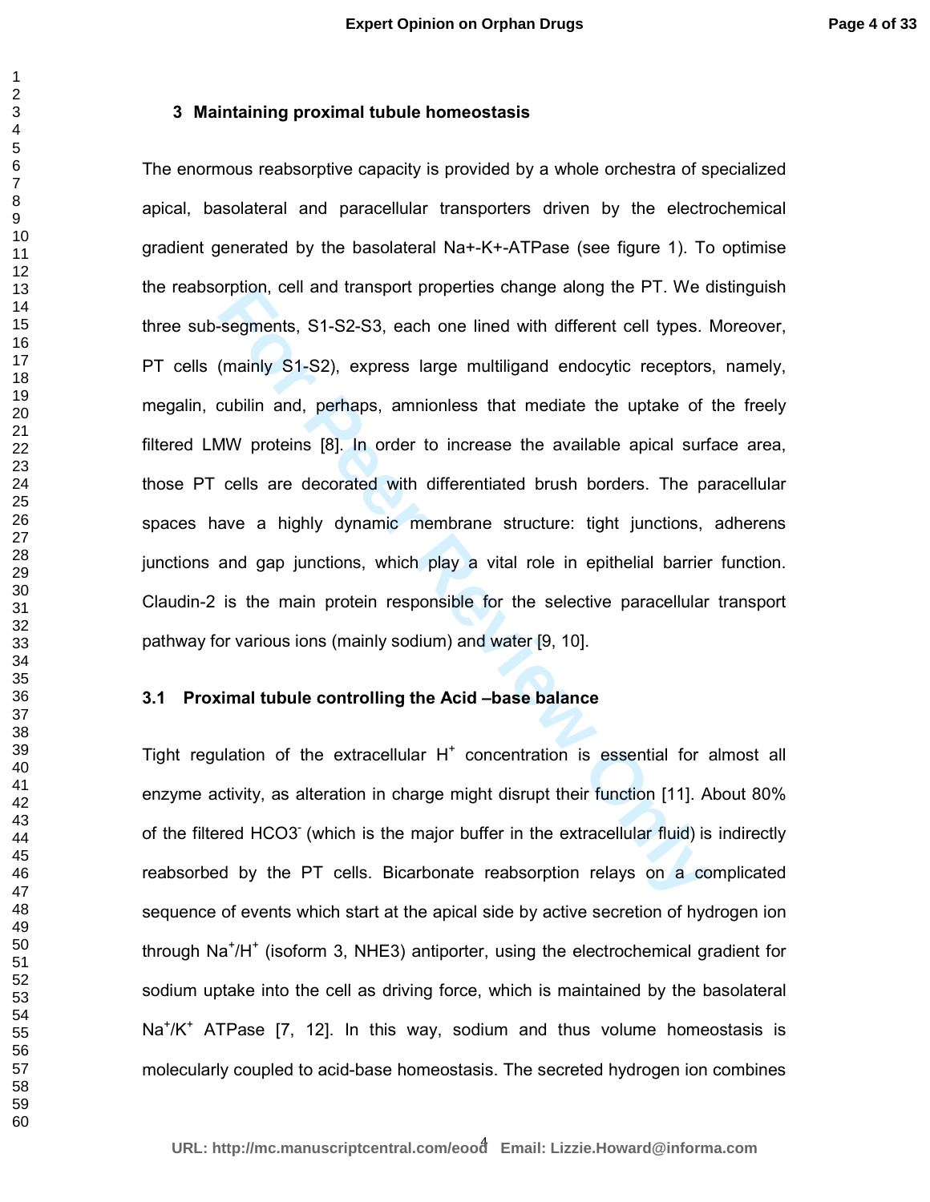## 3 Maintaining proximal tubule homeostasis

The enormous reabsorptive capacity is provided by a whole orchestra of specialized apical, basolateral and paracellular transporters driven by the electrochemical gradient generated by the basolateral Na+-K+-ATPase (see figure 1). To optimise the reabsorption, cell and transport properties change along the PT. We distinguish three sub-segments, S1-S2-S3, each one lined with different cell types. Moreover, PT cells (mainly S1-S2), express large multiligand endocytic receptors, namely, megalin, cubilin and, perhaps, amnionless that mediate the uptake of the freely filtered LMW proteins [8]. In order to increase the available apical surface area, those PT cells are decorated with differentiated brush borders. The paracellular spaces have a highly dynamic membrane structure: tight junctions, adherens junctions and gap junctions, which play a vital role in epithelial barrier function. Claudin-2 is the main protein responsible for the selective paracellular transport pathway for various ions (mainly sodium) and water [9, 10].

### 3.1 Proximal tubule controlling the Acid –base balance

Tight regulation of the extracellular $H^+$ concentration is essential for almost all enzyme activity, as alteration in charge might disrupt their function [11]. About 80% of the filtered $HCO_3^-$ (which is the major buffer in the extracellular fluid) is indirectly reabsorbed by the PT cells. Bicarbonate reabsorption relays on a complicated sequence of events which start at the apical side by active secretion of hydrogen ion through $Na^+/H^+$ (isoform 3, NHE3) antiporter, using the electrochemical gradient for sodium uptake into the cell as driving force, which is maintained by the basolateral $Na^+/K^+$ ATPase [7, 12]. In this way, sodium and thus volume homeostasis is molecularly coupled to acid-base homeostasis. The secreted hydrogen ion combines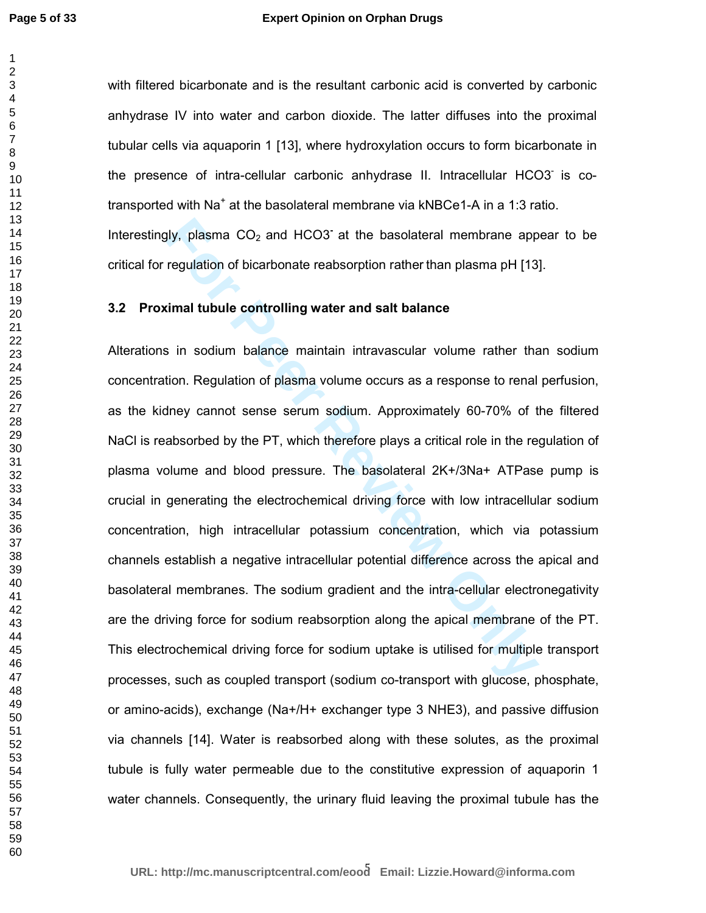with filtered bicarbonate and is the resultant carbonic acid is converted by carbonic anhydrase IV into water and carbon dioxide. The latter diffuses into the proximal tubular cells via aquaporin 1 [13], where hydroxylation occurs to form bicarbonate in the presence of intra-cellular carbonic anhydrase II. Intracellular $HCO3^-$ is co-transported with $Na^+$ at the basolateral membrane via kNBCe1-A in a 1:3 ratio. Interestingly, plasma $CO_2$ and $HCO3^-$ at the basolateral membrane appear to be critical for regulation of bicarbonate reabsorption rather than plasma pH [13].

### 3.2 Proximal tubule controlling water and salt balance

Alterations in sodium balance maintain intravascular volume rather than sodium concentration. Regulation of plasma volume occurs as a response to renal perfusion, as the kidney cannot sense serum sodium. Approximately 60-70% of the filtered NaCl is reabsorbed by the PT, which therefore plays a critical role in the regulation of plasma volume and blood pressure. The basolateral 2K+/3Na+ ATPase pump is crucial in generating the electrochemical driving force with low intracellular sodium concentration, high intracellular potassium concentration, which via potassium channels establish a negative intracellular potential difference across the apical and basolateral membranes. The sodium gradient and the intra-cellular electronegativity are the driving force for sodium reabsorption along the apical membrane of the PT. This electrochemical driving force for sodium uptake is utilised for multiple transport processes, such as coupled transport (sodium co-transport with glucose, phosphate, or amino-acids), exchange (Na+/H+ exchanger type 3 NHE3), and passive diffusion via channels [14]. Water is reabsorbed along with these solutes, as the proximal tubule is fully water permeable due to the constitutive expression of aquaporin 1 water channels. Consequently, the urinary fluid leaving the proximal tubule has the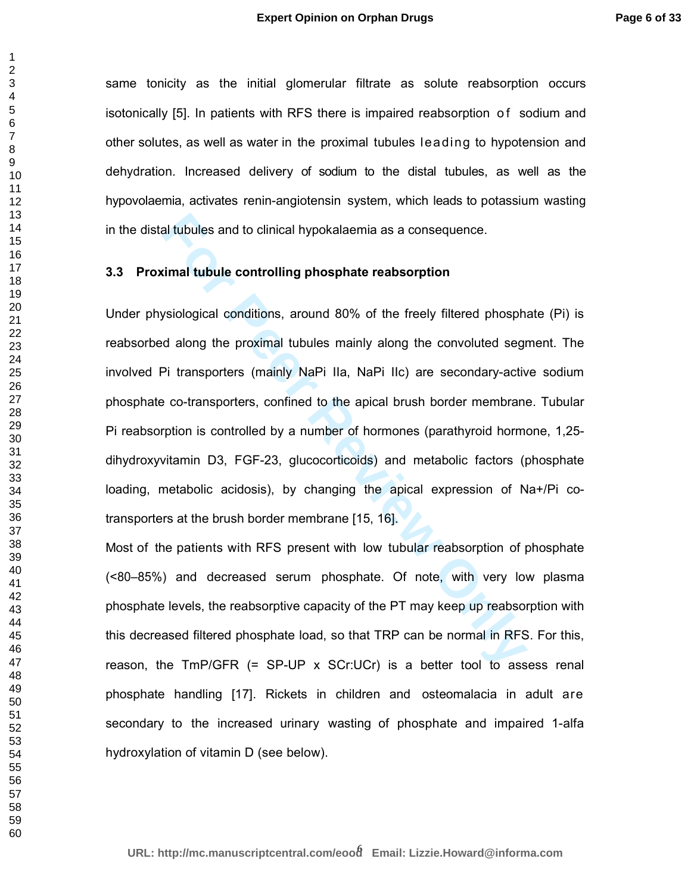same tonicity as the initial glomerular filtrate as solute reabsorption occurs isotonically [5]. In patients with RFS there is impaired reabsorption of sodium and other solutes, as well as water in the proximal tubules leading to hypotension and dehydration. Increased delivery of sodium to the distal tubules, as well as the hypovolaemia, activates renin-angiotensin system, which leads to potassium wasting in the distal tubules and to clinical hypokalaemia as a consequence.

### 3.3 Proximal tubule controlling phosphate reabsorption

Under physiological conditions, around 80% of the freely filtered phosphate (Pi) is reabsorbed along the proximal tubules mainly along the convoluted segment. The involved Pi transporters (mainly NaPi IIa, NaPi IIc) are secondary-active sodium phosphate co-transporters, confined to the apical brush border membrane. Tubular Pi reabsorption is controlled by a number of hormones (parathyroid hormone, 1,25-dihydroxyvitamin D3, FGF-23, glucocorticoids) and metabolic factors (phosphate loading, metabolic acidosis), by changing the apical expression of $Na^+$/Pi co-transporters at the brush border membrane [15, 16].

Most of the patients with RFS present with low tubular reabsorption of phosphate (<80–85%) and decreased serum phosphate. Of note, with very low plasma phosphate levels, the reabsorptive capacity of the PT may keep up reabsorption with this decreased filtered phosphate load, so that TRP can be normal in RFS. For this, reason, the TmP/GFR (= SP-UP x SCr:UCr) is a better tool to assess renal phosphate handling [17]. Rickets in children and osteomalacia in adult are secondary to the increased urinary wasting of phosphate and impaired 1-alfa hydroxylation of vitamin D (see below).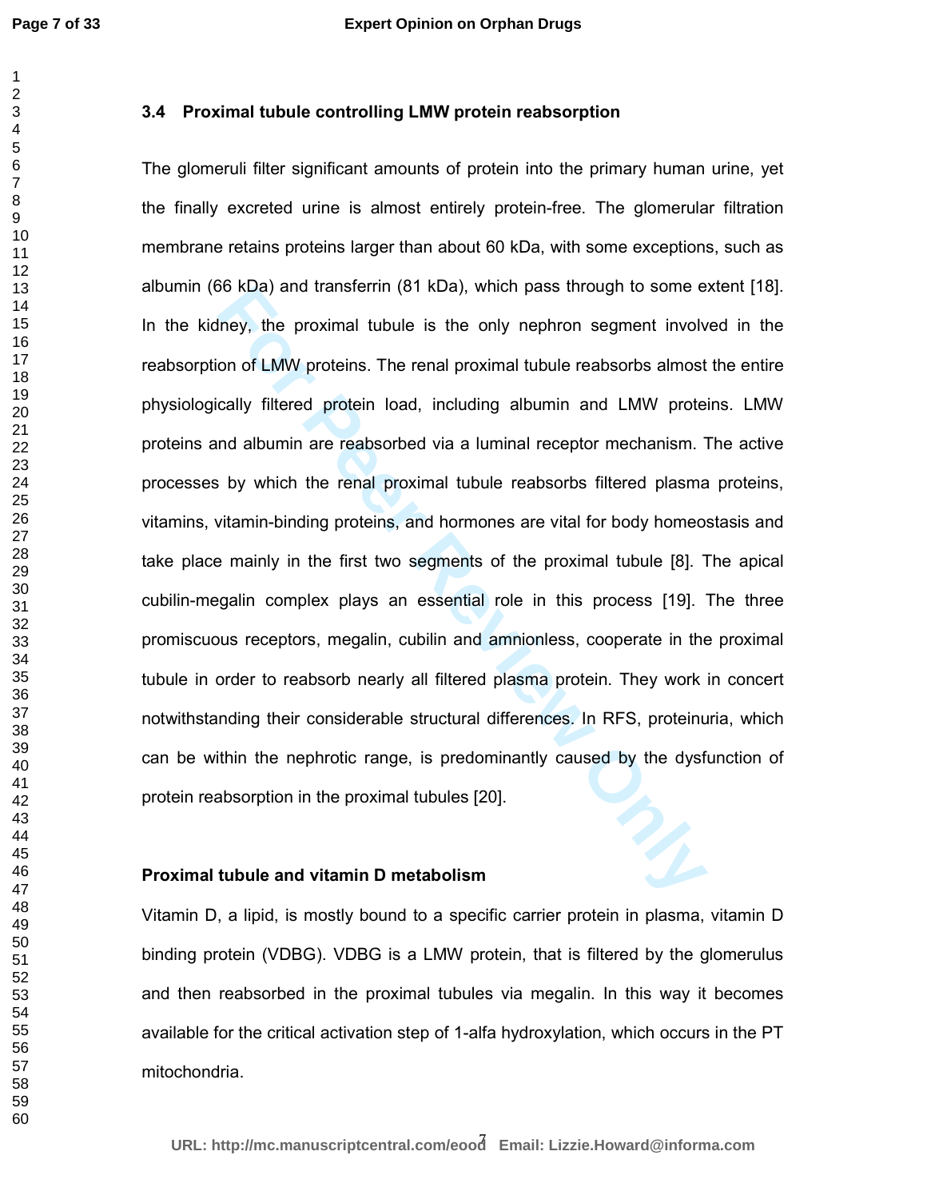### 3.4 Proximal tubule controlling LMW protein reabsorption

The glomeruli filter significant amounts of protein into the primary human urine, yet the finally excreted urine is almost entirely protein-free. The glomerular filtration membrane retains proteins larger than about 60 kDa, with some exceptions, such as albumin (66 kDa) and transferrin (81 kDa), which pass through to some extent [18]. In the kidney, the proximal tubule is the only nephron segment involved in the reabsorption of LMW proteins. The renal proximal tubule reabsorbs almost the entire physiologically filtered protein load, including albumin and LMW proteins. LMW proteins and albumin are reabsorbed via a luminal receptor mechanism. The active processes by which the renal proximal tubule reabsorbs filtered plasma proteins, vitamins, vitamin-binding proteins, and hormones are vital for body homeostasis and take place mainly in the first two segments of the proximal tubule [8]. The apical cubilin-megalin complex plays an essential role in this process [19]. The three promiscuous receptors, megalin, cubilin and amnionless, cooperate in the proximal tubule in order to reabsorb nearly all filtered plasma protein. They work in concert notwithstanding their considerable structural differences. In RFS, proteinuria, which can be within the nephrotic range, is predominantly caused by the dysfunction of protein reabsorption in the proximal tubules [20].

**Proximal tubule and vitamin D metabolism**

Vitamin D, a lipid, is mostly bound to a specific carrier protein in plasma, vitamin D binding protein (VDBG). VDBG is a LMW protein, that is filtered by the glomerulus and then reabsorbed in the proximal tubules via megalin. In this way it becomes available for the critical activation step of 1-alfa hydroxylation, which occurs in the PT mitochondria.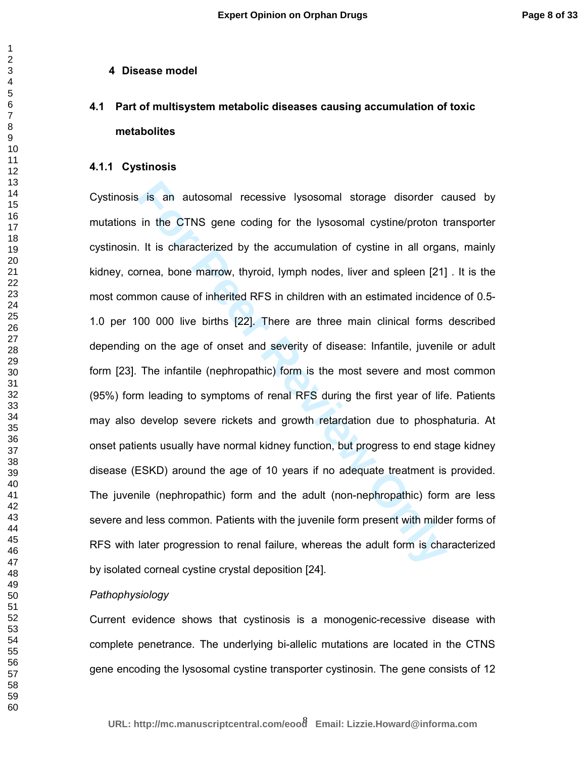## 4 Disease model

### 4.1 Part of multisystem metabolic diseases causing accumulation of toxic metabolites

#### 4.1.1 Cystinosis

Cystinosis is an autosomal recessive lysosomal storage disorder caused by mutations in the CTNS gene coding for the lysosomal cystine/proton transporter cystinosin. It is characterized by the accumulation of cystine in all organs, mainly kidney, cornea, bone marrow, thyroid, lymph nodes, liver and spleen [21] . It is the most common cause of inherited RFS in children with an estimated incidence of 0.5-1.0 per 100 000 live births [22]. There are three main clinical forms described depending on the age of onset and severity of disease: Infantile, juvenile or adult form [23]. The infantile (nephropathic) form is the most severe and most common (95%) form leading to symptoms of renal RFS during the first year of life. Patients may also develop severe rickets and growth retardation due to phosphaturia. At onset patients usually have normal kidney function, but progress to end stage kidney disease (ESKD) around the age of 10 years if no adequate treatment is provided. The juvenile (nephropathic) form and the adult (non-nephropathic) form are less severe and less common. Patients with the juvenile form present with milder forms of RFS with later progression to renal failure, whereas the adult form is characterized by isolated corneal cystine crystal deposition [24].

*Pathophysiology*

Current evidence shows that cystinosis is a monogenic-recessive disease with complete penetrance. The underlying bi-allelic mutations are located in the CTNS gene encoding the lysosomal cystine transporter cystinosin. The gene consists of 12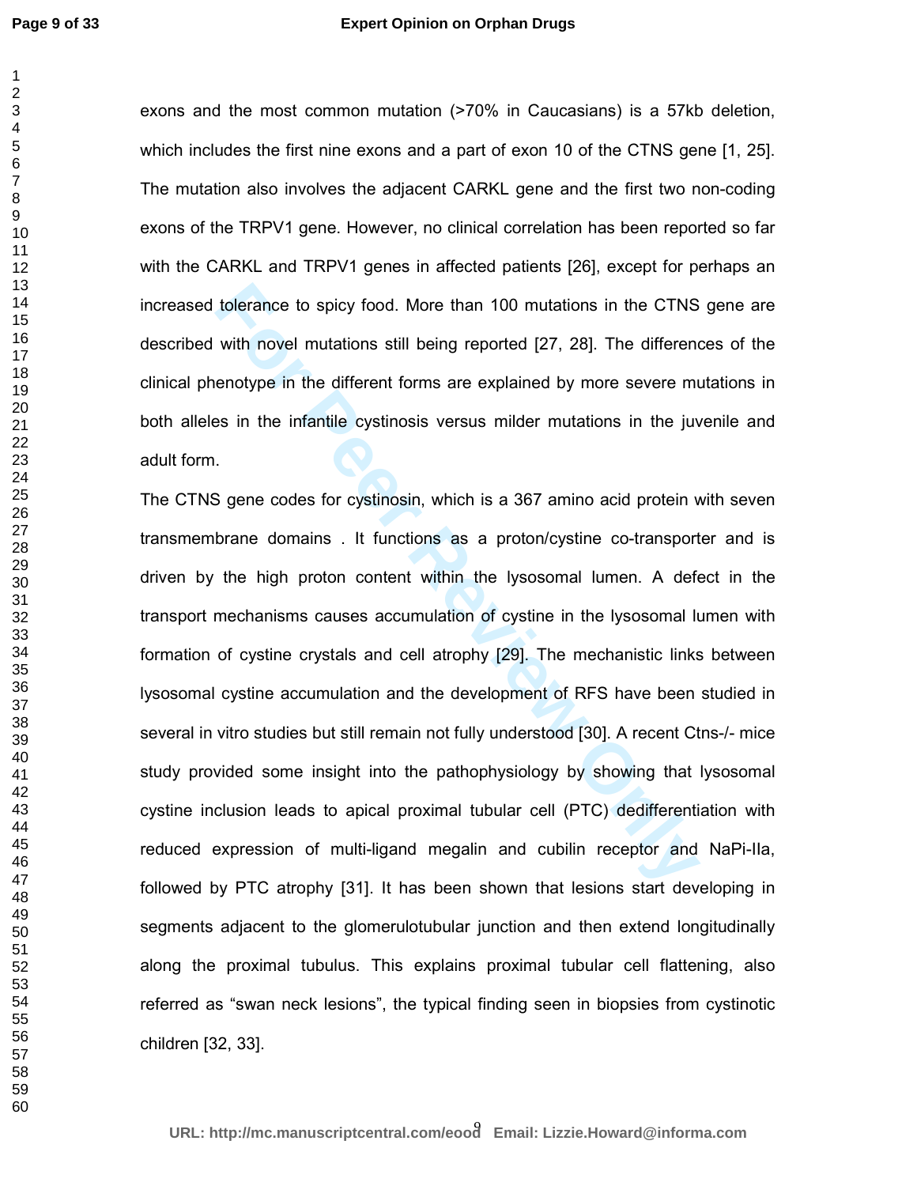exons and the most common mutation (>70% in Caucasians) is a 57kb deletion, which includes the first nine exons and a part of exon 10 of the CTNS gene [1, 25]. The mutation also involves the adjacent CARKL gene and the first two non-coding exons of the TRPV1 gene. However, no clinical correlation has been reported so far with the CARKL and TRPV1 genes in affected patients [26], except for perhaps an increased tolerance to spicy food. More than 100 mutations in the CTNS gene are described with novel mutations still being reported [27, 28]. The differences of the clinical phenotype in the different forms are explained by more severe mutations in both alleles in the infantile cystinosis versus milder mutations in the juvenile and adult form.

The CTNS gene codes for cystinosin, which is a 367 amino acid protein with seven transmembrane domains . It functions as a proton/cystine co-transporter and is driven by the high proton content within the lysosomal lumen. A defect in the transport mechanisms causes accumulation of cystine in the lysosomal lumen with formation of cystine crystals and cell atrophy [29]. The mechanistic links between lysosomal cystine accumulation and the development of RFS have been studied in several in vitro studies but still remain not fully understood [30]. A recent Ctns-/- mice study provided some insight into the pathophysiology by showing that lysosomal cystine inclusion leads to apical proximal tubular cell (PTC) dedifferentiation with reduced expression of multi-ligand megalin and cubilin receptor and NaPi-IIa, followed by PTC atrophy [31]. It has been shown that lesions start developing in segments adjacent to the glomerulotubular junction and then extend longitudinally along the proximal tubulus. This explains proximal tubular cell flattening, also referred as “swan neck lesions”, the typical finding seen in biopsies from cystinotic children [32, 33].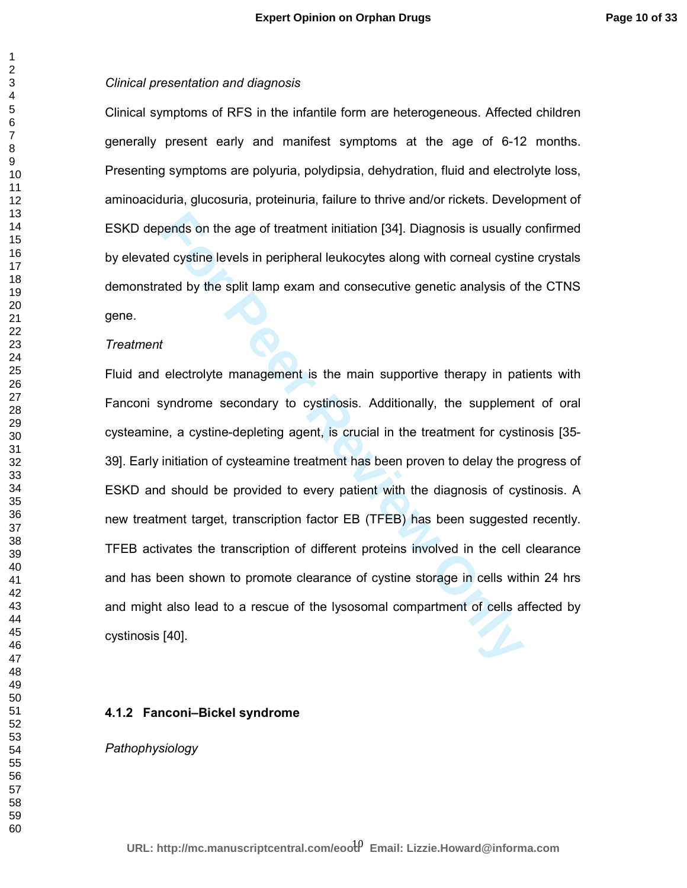*Clinical presentation and diagnosis*

Clinical symptoms of RFS in the infantile form are heterogeneous. Affected children generally present early and manifest symptoms at the age of 6-12 months. Presenting symptoms are polyuria, polydipsia, dehydration, fluid and electrolyte loss, aminoaciduria, glucosuria, proteinuria, failure to thrive and/or rickets. Development of ESKD depends on the age of treatment initiation [34]. Diagnosis is usually confirmed by elevated cystine levels in peripheral leukocytes along with corneal cystine crystals demonstrated by the split lamp exam and consecutive genetic analysis of the CTNS gene.

*Treatment*

Fluid and electrolyte management is the main supportive therapy in patients with Fanconi syndrome secondary to cystinosis. Additionally, the supplement of oral cysteamine, a cystine-depleting agent, is crucial in the treatment for cystinosis [35-39]. Early initiation of cysteamine treatment has been proven to delay the progress of ESKD and should be provided to every patient with the diagnosis of cystinosis. A new treatment target, transcription factor EB (TFEB) has been suggested recently. TFEB activates the transcription of different proteins involved in the cell clearance and has been shown to promote clearance of cystine storage in cells within 24 hrs and might also lead to a rescue of the lysosomal compartment of cells affected by cystinosis [40].

#### 4.1.2 Fanconi–Bickel syndrome

*Pathophysiology*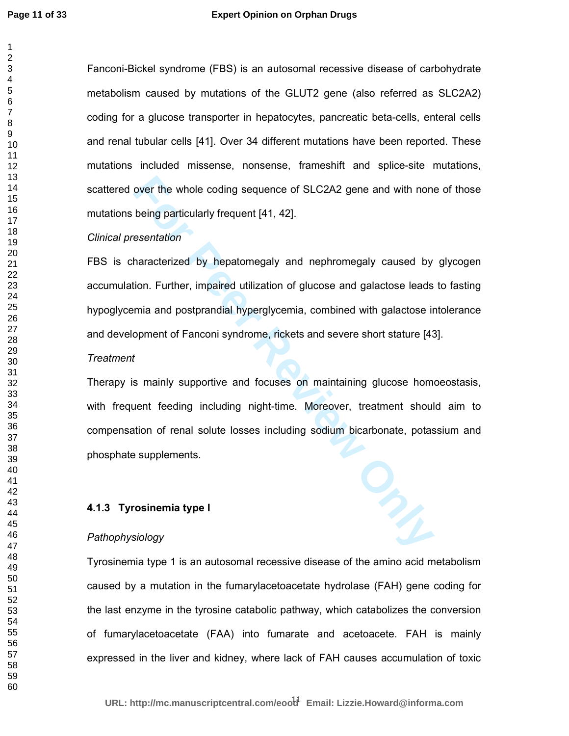Fanconi-Bickel syndrome (FBS) is an autosomal recessive disease of carbohydrate metabolism caused by mutations of the GLUT2 gene (also referred as SLC2A2) coding for a glucose transporter in hepatocytes, pancreatic beta-cells, enteral cells and renal tubular cells [41]. Over 34 different mutations have been reported. These mutations included missense, nonsense, frameshift and splice-site mutations, scattered over the whole coding sequence of SLC2A2 gene and with none of those mutations being particularly frequent [41, 42].

*Clinical presentation*

FBS is characterized by hepatomegaly and nephromegaly caused by glycogen accumulation. Further, impaired utilization of glucose and galactose leads to fasting hypoglycemia and postprandial hyperglycemia, combined with galactose intolerance and development of Fanconi syndrome, rickets and severe short stature [43].

*Treatment*

Therapy is mainly supportive and focuses on maintaining glucose homoeostasis, with frequent feeding including night-time. Moreover, treatment should aim to compensation of renal solute losses including sodium bicarbonate, potassium and phosphate supplements.

#### 4.1.3 Tyrosinemia type I

*Pathophysiology*

Tyrosinemia type 1 is an autosomal recessive disease of the amino acid metabolism caused by a mutation in the fumarylacetoacetate hydrolase (FAH) gene coding for the last enzyme in the tyrosine catabolic pathway, which catabolizes the conversion of fumarylacetoacetate (FAA) into fumarate and acetoacete. FAH is mainly expressed in the liver and kidney, where lack of FAH causes accumulation of toxic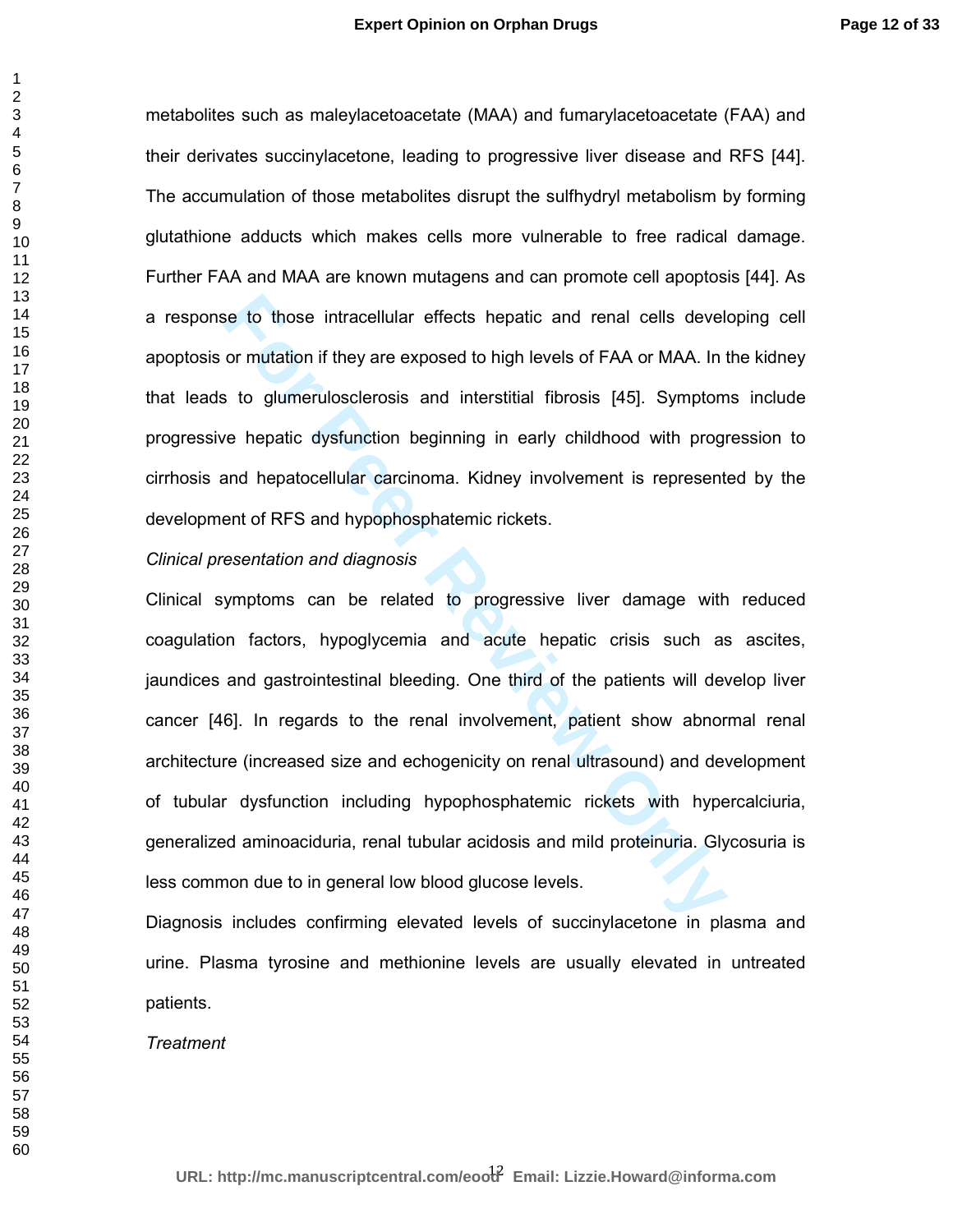metabolites such as maleylacetoacetate (MAA) and fumarylacetoacetate (FAA) and their derivates succinylacetone, leading to progressive liver disease and RFS [44]. The accumulation of those metabolites disrupt the sulfhydryl metabolism by forming glutathione adducts which makes cells more vulnerable to free radical damage. Further FAA and MAA are known mutagens and can promote cell apoptosis [44]. As a response to those intracellular effects hepatic and renal cells developing cell apoptosis or mutation if they are exposed to high levels of FAA or MAA. In the kidney that leads to glumerulosclerosis and interstitial fibrosis [45]. Symptoms include progressive hepatic dysfunction beginning in early childhood with progression to cirrhosis and hepatocellular carcinoma. Kidney involvement is represented by the development of RFS and hypophosphatemic rickets.

*Clinical presentation and diagnosis*

Clinical symptoms can be related to progressive liver damage with reduced coagulation factors, hypoglycemia and acute hepatic crisis such as ascites, jaundices and gastrointestinal bleeding. One third of the patients will develop liver cancer [46]. In regards to the renal involvement, patient show abnormal renal architecture (increased size and echogenicity on renal ultrasound) and development of tubular dysfunction including hypophosphatemic rickets with hypercalciuria, generalized aminoaciduria, renal tubular acidosis and mild proteinuria. Glycosuria is less common due to in general low blood glucose levels.

Diagnosis includes confirming elevated levels of succinylacetone in plasma and urine. Plasma tyrosine and methionine levels are usually elevated in untreated patients.

*Treatment*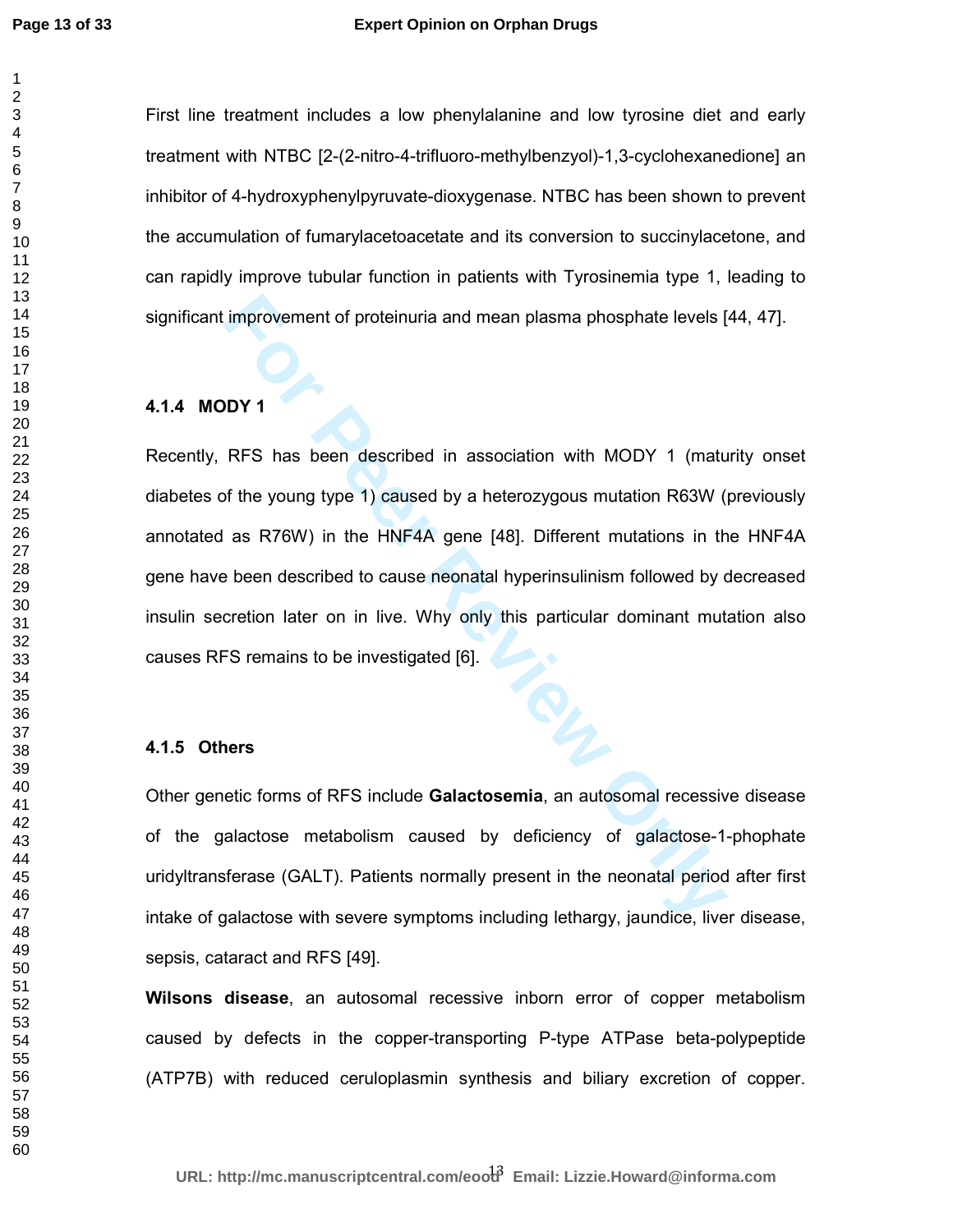First line treatment includes a low phenylalanine and low tyrosine diet and early treatment with NTBC [2-(2-nitro-4-trifluoro-methylbenzyol)-1,3-cyclohexanedione] an inhibitor of 4-hydroxyphenylpyruvate-dioxygenase. NTBC has been shown to prevent the accumulation of fumarylacetoacetate and its conversion to succinylacetone, and can rapidly improve tubular function in patients with Tyrosinemia type 1, leading to significant improvement of proteinuria and mean plasma phosphate levels [44, 47].

#### 4.1.4 MODY 1

Recently, RFS has been described in association with MODY 1 (maturity onset diabetes of the young type 1) caused by a heterozygous mutation R63W (previously annotated as R76W) in the HNF4A gene [48]. Different mutations in the HNF4A gene have been described to cause neonatal hyperinsulinism followed by decreased insulin secretion later on in live. Why only this particular dominant mutation also causes RFS remains to be investigated [6].

#### 4.1.5 Others

Other genetic forms of RFS include **Galactosemia**, an autosomal recessive disease of the galactose metabolism caused by deficiency of galactose-1-phophate uridyltransferase (GALT). Patients normally present in the neonatal period after first intake of galactose with severe symptoms including lethargy, jaundice, liver disease, sepsis, cataract and RFS [49].

**Wilsons disease**, an autosomal recessive inborn error of copper metabolism caused by defects in the copper-transporting P-type ATPase beta-polypeptide (ATP7B) with reduced ceruloplasmin synthesis and biliary excretion of copper.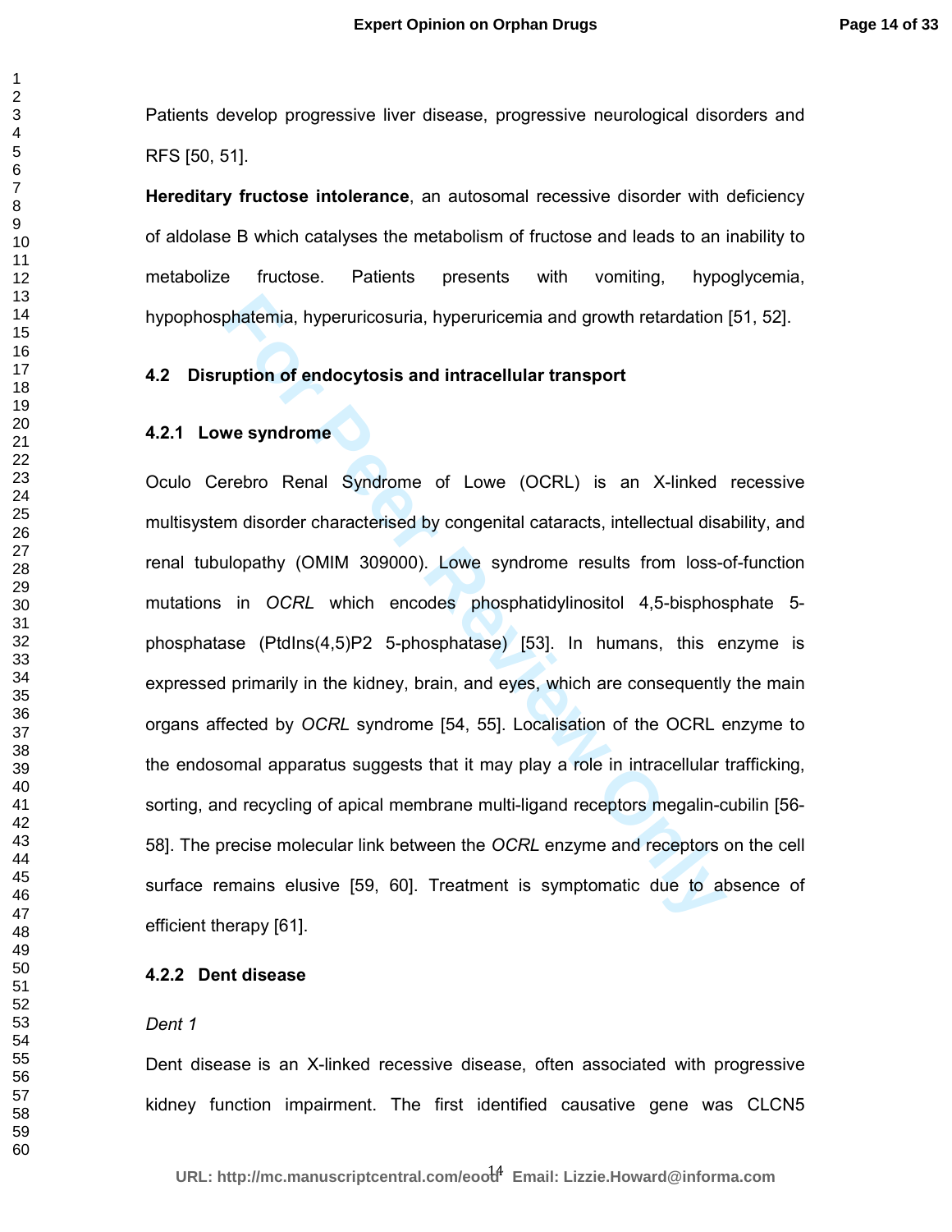Patients develop progressive liver disease, progressive neurological disorders and RFS [50, 51].

**Hereditary fructose intolerance**, an autosomal recessive disorder with deficiency of aldolase B which catalyses the metabolism of fructose and leads to an inability to metabolize fructose. Patients presents with vomiting, hypoglycemia, hypophosphatemia, hyperuricosuria, hyperuricemia and growth retardation [51, 52].

### 4.2 Disruption of endocytosis and intracellular transport

#### 4.2.1 Lowe syndrome

Oculo Cerebro Renal Syndrome of Lowe (OCRL) is an X-linked recessive multisystem disorder characterised by congenital cataracts, intellectual disability, and renal tubulopathy (OMIM 309000). Lowe syndrome results from loss-of-function mutations in *OCRL* which encodes phosphatidylinositol 4,5-bisphosphate 5-phosphatase (PtdIns(4,5)P2 5-phosphatase) [53]. In humans, this enzyme is expressed primarily in the kidney, brain, and eyes, which are consequently the main organs affected by *OCRL* syndrome [54, 55]. Localisation of the OCRL enzyme to the endosomal apparatus suggests that it may play a role in intracellular trafficking, sorting, and recycling of apical membrane multi-ligand receptors megalin-cubilin [56-58]. The precise molecular link between the *OCRL* enzyme and receptors on the cell surface remains elusive [59, 60]. Treatment is symptomatic due to absence of efficient therapy [61].

#### 4.2.2 Dent disease

*Dent 1*

Dent disease is an X-linked recessive disease, often associated with progressive kidney function impairment. The first identified causative gene was CLCN5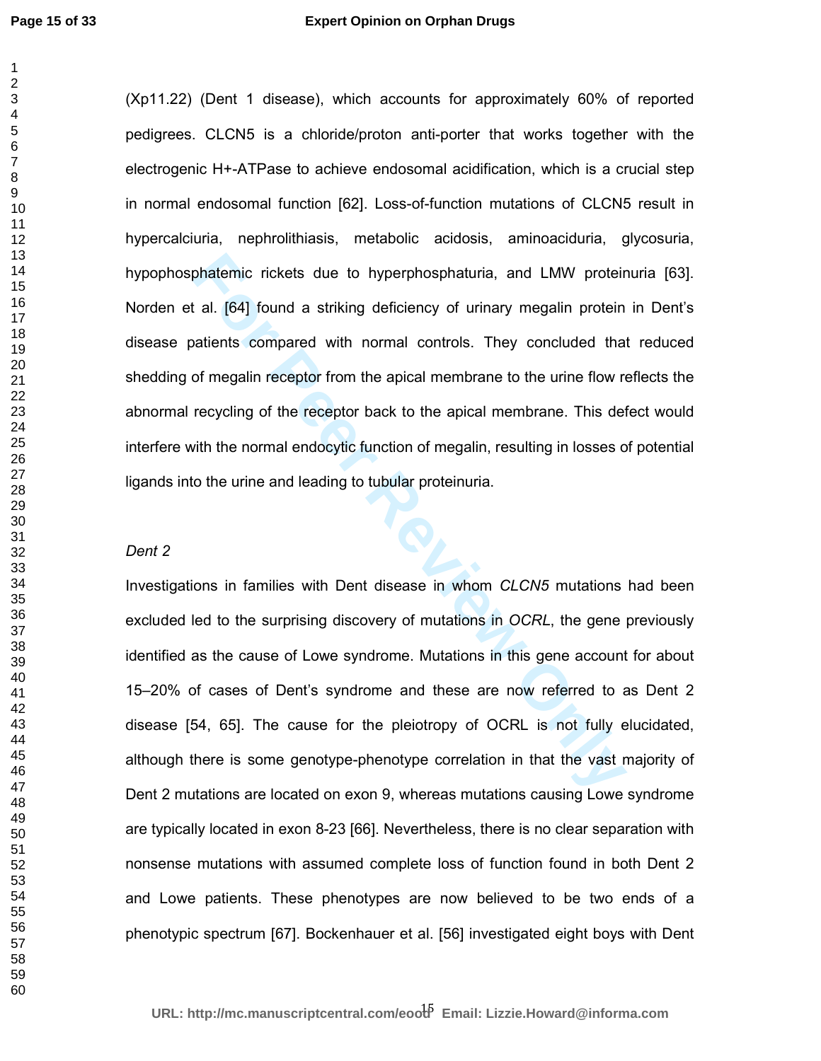(Xp11.22) (Dent 1 disease), which accounts for approximately 60% of reported pedigrees. CLCN5 is a chloride/proton anti-porter that works together with the electrogenic H+-ATPase to achieve endosomal acidification, which is a crucial step in normal endosomal function [62]. Loss-of-function mutations of CLCN5 result in hypercalciuria, nephrolithiasis, metabolic acidosis, aminoaciduria, glycosuria, hypophosphatemic rickets due to hyperphosphaturia, and LMW proteinuria [63]. Norden et al. [64] found a striking deficiency of urinary megalin protein in Dent's disease patients compared with normal controls. They concluded that reduced shedding of megalin receptor from the apical membrane to the urine flow reflects the abnormal recycling of the receptor back to the apical membrane. This defect would interfere with the normal endocytic function of megalin, resulting in losses of potential ligands into the urine and leading to tubular proteinuria.

*Dent 2*

Investigations in families with Dent disease in whom *CLCN5* mutations had been excluded led to the surprising discovery of mutations in *OCRL*, the gene previously identified as the cause of Lowe syndrome. Mutations in this gene account for about 15–20% of cases of Dent's syndrome and these are now referred to as Dent 2 disease [54, 65]. The cause for the pleiotropy of OCRL is not fully elucidated, although there is some genotype-phenotype correlation in that the vast majority of Dent 2 mutations are located on exon 9, whereas mutations causing Lowe syndrome are typically located in exon 8-23 [66]. Nevertheless, there is no clear separation with nonsense mutations with assumed complete loss of function found in both Dent 2 and Lowe patients. These phenotypes are now believed to be two ends of a phenotypic spectrum [67]. Bockenhauer et al. [56] investigated eight boys with Dent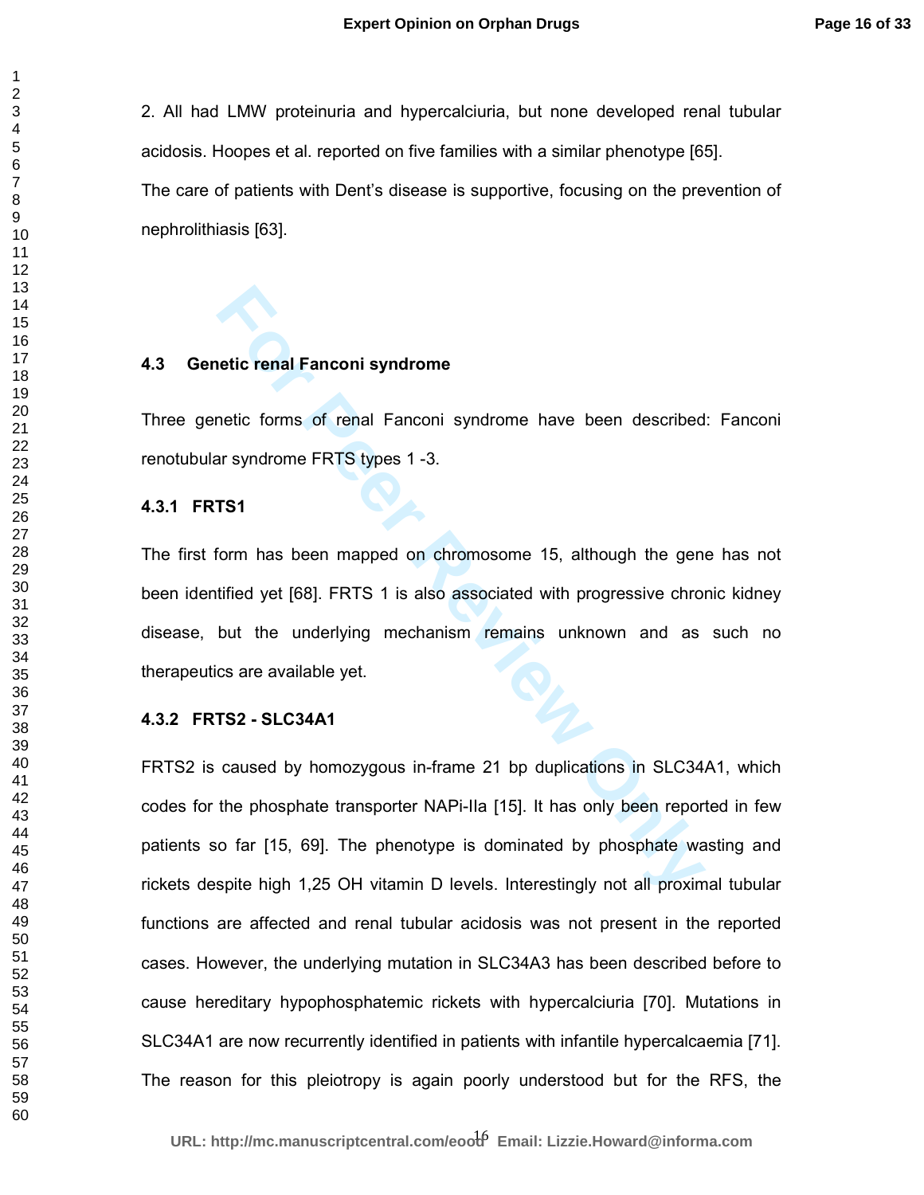2. All had LMW proteinuria and hypercalciuria, but none developed renal tubular acidosis. Hoopes et al. reported on five families with a similar phenotype [65].

The care of patients with Dent's disease is supportive, focusing on the prevention of nephrolithiasis [63].

### 4.3 Genetic renal Fanconi syndrome

Three genetic forms of renal Fanconi syndrome have been described: Fanconi renotubular syndrome FRTS types 1 -3.

#### 4.3.1 FRTS1

The first form has been mapped on chromosome 15, although the gene has not been identified yet [68]. FRTS 1 is also associated with progressive chronic kidney disease, but the underlying mechanism remains unknown and as such no therapeutics are available yet.

#### 4.3.2 FRTS2 - SLC34A1

FRTS2 is caused by homozygous in-frame 21 bp duplications in SLC34A1, which codes for the phosphate transporter NAPi-IIa [15]. It has only been reported in few patients so far [15, 69]. The phenotype is dominated by phosphate wasting and rickets despite high 1,25 OH vitamin D levels. Interestingly not all proximal tubular functions are affected and renal tubular acidosis was not present in the reported cases. However, the underlying mutation in SLC34A3 has been described before to cause hereditary hypophosphatemic rickets with hypercalciuria [70]. Mutations in SLC34A1 are now recurrently identified in patients with infantile hypercalcaemia [71]. The reason for this pleiotropy is again poorly understood but for the RFS, the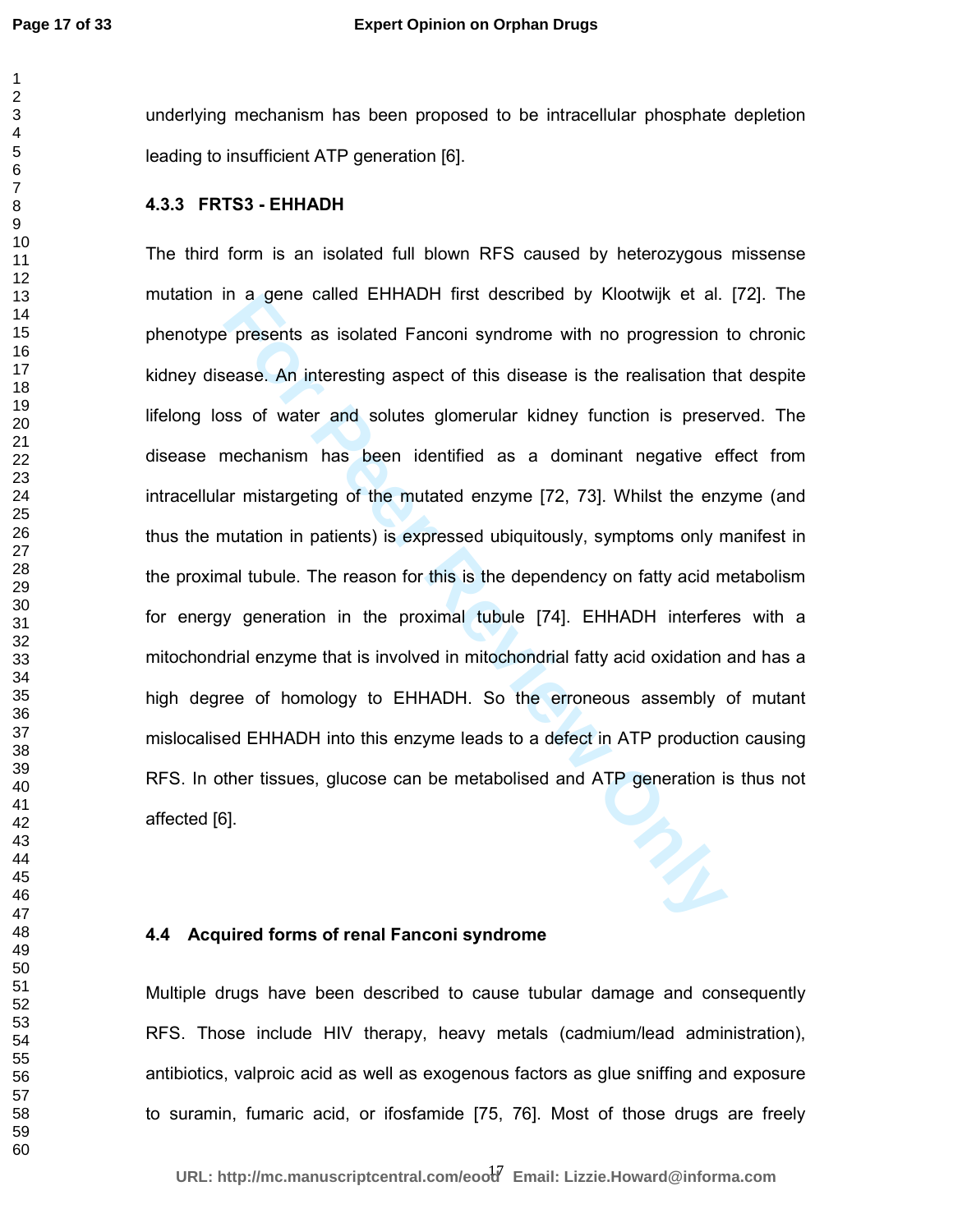underlying mechanism has been proposed to be intracellular phosphate depletion leading to insufficient ATP generation [6].

### 4.3.3 FRTS3 - EHHADH

The third form is an isolated full blown RFS caused by heterozygous missense mutation in a gene called EHHADH first described by Klootwijk et al. [72]. The phenotype presents as isolated Fanconi syndrome with no progression to chronic kidney disease. An interesting aspect of this disease is the realisation that despite lifelong loss of water and solutes glomerular kidney function is preserved. The disease mechanism has been identified as a dominant negative effect from intracellular mistargeting of the mutated enzyme [72, 73]. Whilst the enzyme (and thus the mutation in patients) is expressed ubiquitously, symptoms only manifest in the proximal tubule. The reason for this is the dependency on fatty acid metabolism for energy generation in the proximal tubule [74]. EHHADH interferes with a mitochondrial enzyme that is involved in mitochondrial fatty acid oxidation and has a high degree of homology to EHHADH. So the erroneous assembly of mutant mislocalised EHHADH into this enzyme leads to a defect in ATP production causing RFS. In other tissues, glucose can be metabolised and ATP generation is thus not affected [6].

## 4.4 Acquired forms of renal Fanconi syndrome

Multiple drugs have been described to cause tubular damage and consequently RFS. Those include HIV therapy, heavy metals (cadmium/lead administration), antibiotics, valproic acid as well as exogenous factors as glue sniffing and exposure to suramin, fumaric acid, or ifosfamide [75, 76]. Most of those drugs are freely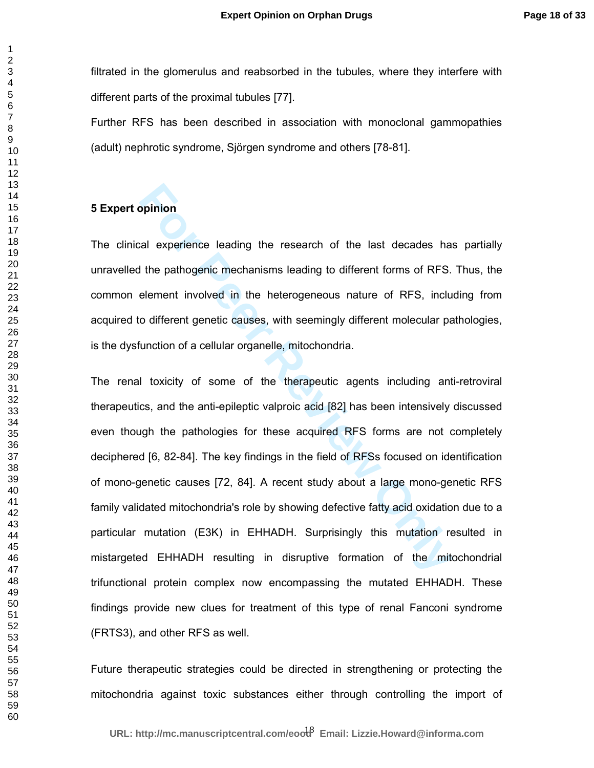filtrated in the glomerulus and reabsorbed in the tubules, where they interfere with different parts of the proximal tubules [77].

Further RFS has been described in association with monoclonal gammopathies (adult) nephrotic syndrome, Sjörgen syndrome and others [78-81].

## 5 Expert opinion

The clinical experience leading the research of the last decades has partially unravelled the pathogenic mechanisms leading to different forms of RFS. Thus, the common element involved in the heterogeneous nature of RFS, including from acquired to different genetic causes, with seemingly different molecular pathologies, is the dysfunction of a cellular organelle, mitochondria.

The renal toxicity of some of the therapeutic agents including anti-retroviral therapeutics, and the anti-epileptic valproic acid [82] has been intensively discussed even though the pathologies for these acquired RFS forms are not completely deciphered [6, 82-84]. The key findings in the field of RFSs focused on identification of mono-genetic causes [72, 84]. A recent study about a large mono-genetic RFS family validated mitochondria's role by showing defective fatty acid oxidation due to a particular mutation (E3K) in EHHADH. Surprisingly this mutation resulted in mistargeted EHHADH resulting in disruptive formation of the mitochondrial trifunctional protein complex now encompassing the mutated EHHADH. These findings provide new clues for treatment of this type of renal Fanconi syndrome (FRTS3), and other RFS as well.

Future therapeutic strategies could be directed in strengthening or protecting the mitochondria against toxic substances either through controlling the import of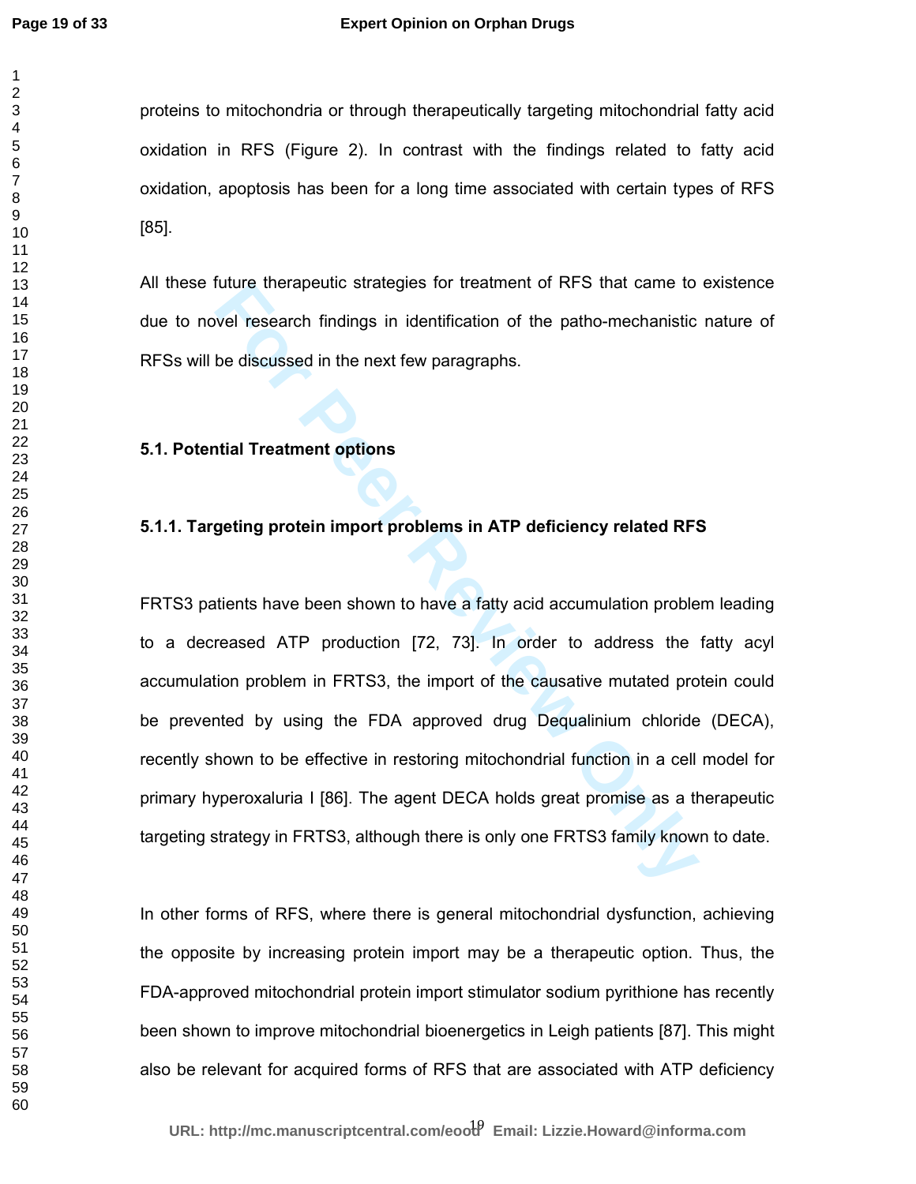proteins to mitochondria or through therapeutically targeting mitochondrial fatty acid oxidation in RFS (Figure 2). In contrast with the findings related to fatty acid oxidation, apoptosis has been for a long time associated with certain types of RFS [85].

All these future therapeutic strategies for treatment of RFS that came to existence due to novel research findings in identification of the patho-mechanistic nature of RFSs will be discussed in the next few paragraphs.

### 5.1. Potential Treatment options

#### 5.1.1. Targeting protein import problems in ATP deficiency related RFS

FRTS3 patients have been shown to have a fatty acid accumulation problem leading to a decreased ATP production [72, 73]. In order to address the fatty acyl accumulation problem in FRTS3, the import of the causative mutated protein could be prevented by using the FDA approved drug Dequalinium chloride (DECA), recently shown to be effective in restoring mitochondrial function in a cell model for primary hyperoxaluria I [86]. The agent DECA holds great promise as a therapeutic targeting strategy in FRTS3, although there is only one FRTS3 family known to date.

In other forms of RFS, where there is general mitochondrial dysfunction, achieving the opposite by increasing protein import may be a therapeutic option. Thus, the FDA-approved mitochondrial protein import stimulator sodium pyrithione has recently been shown to improve mitochondrial bioenergetics in Leigh patients [87]. This might also be relevant for acquired forms of RFS that are associated with ATP deficiency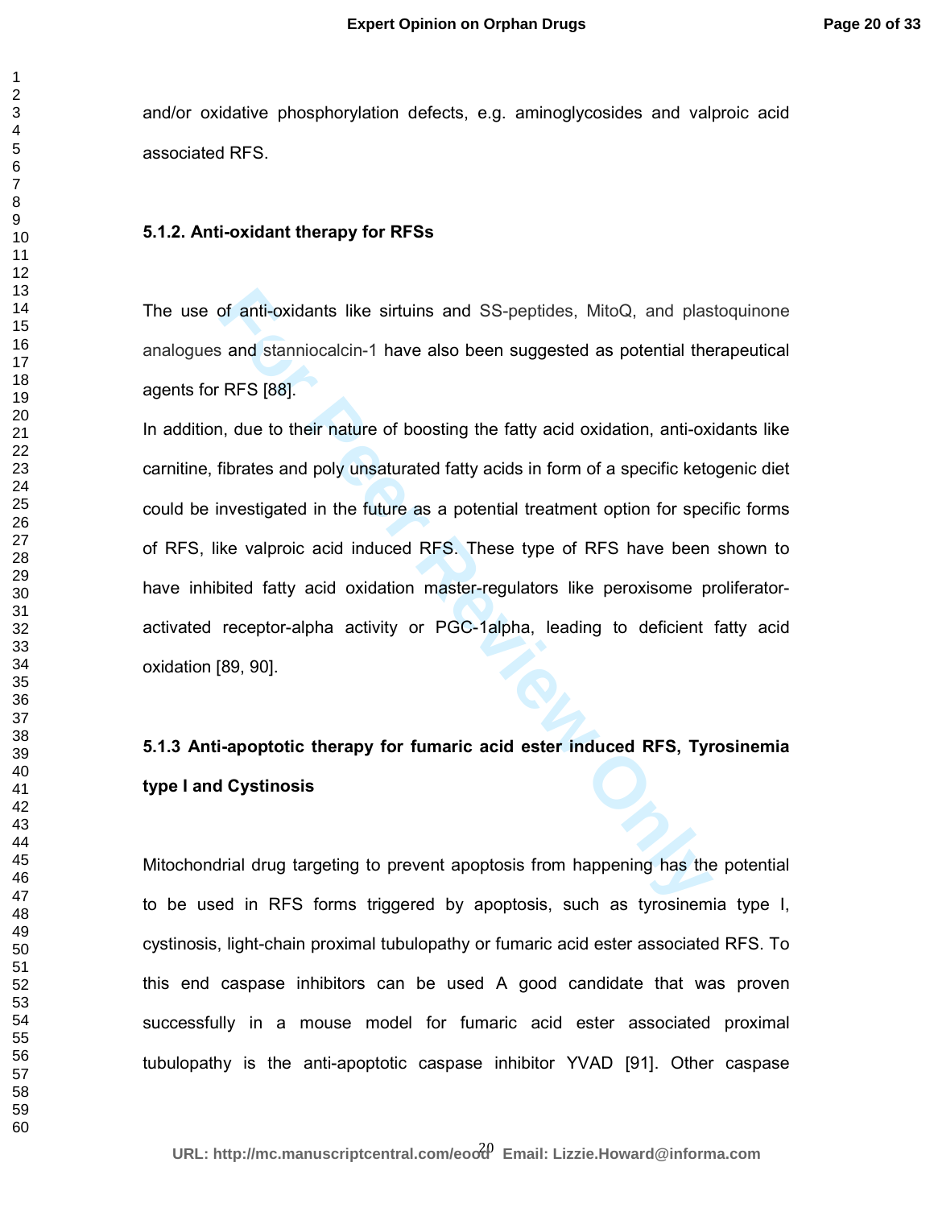and/or oxidative phosphorylation defects, e.g. aminoglycosides and valproic acid associated RFS.

### 5.1.2. Anti-oxidant therapy for RFSs

The use of anti-oxidants like sirtuins and SS-peptides, MitoQ, and plastoquinone analogues and stanniocalcin-1 have also been suggested as potential therapeutical agents for RFS [88].

In addition, due to their nature of boosting the fatty acid oxidation, anti-oxidants like carnitine, fibrates and poly unsaturated fatty acids in form of a specific ketogenic diet could be investigated in the future as a potential treatment option for specific forms of RFS, like valproic acid induced RFS. These type of RFS have been shown to have inhibited fatty acid oxidation master-regulators like peroxisome proliferator-activated receptor-alpha activity or PGC-1alpha, leading to deficient fatty acid oxidation [89, 90].

### 5.1.3 Anti-apoptotic therapy for fumaric acid ester induced RFS, Tyrosinemia type I and Cystinosis

Mitochondrial drug targeting to prevent apoptosis from happening has the potential to be used in RFS forms triggered by apoptosis, such as tyrosinemia type I, cystinosis, light-chain proximal tubulopathy or fumaric acid ester associated RFS. To this end caspase inhibitors can be used A good candidate that was proven successfully in a mouse model for fumaric acid ester associated proximal tubulopathy is the anti-apoptotic caspase inhibitor YVAD [91]. Other caspase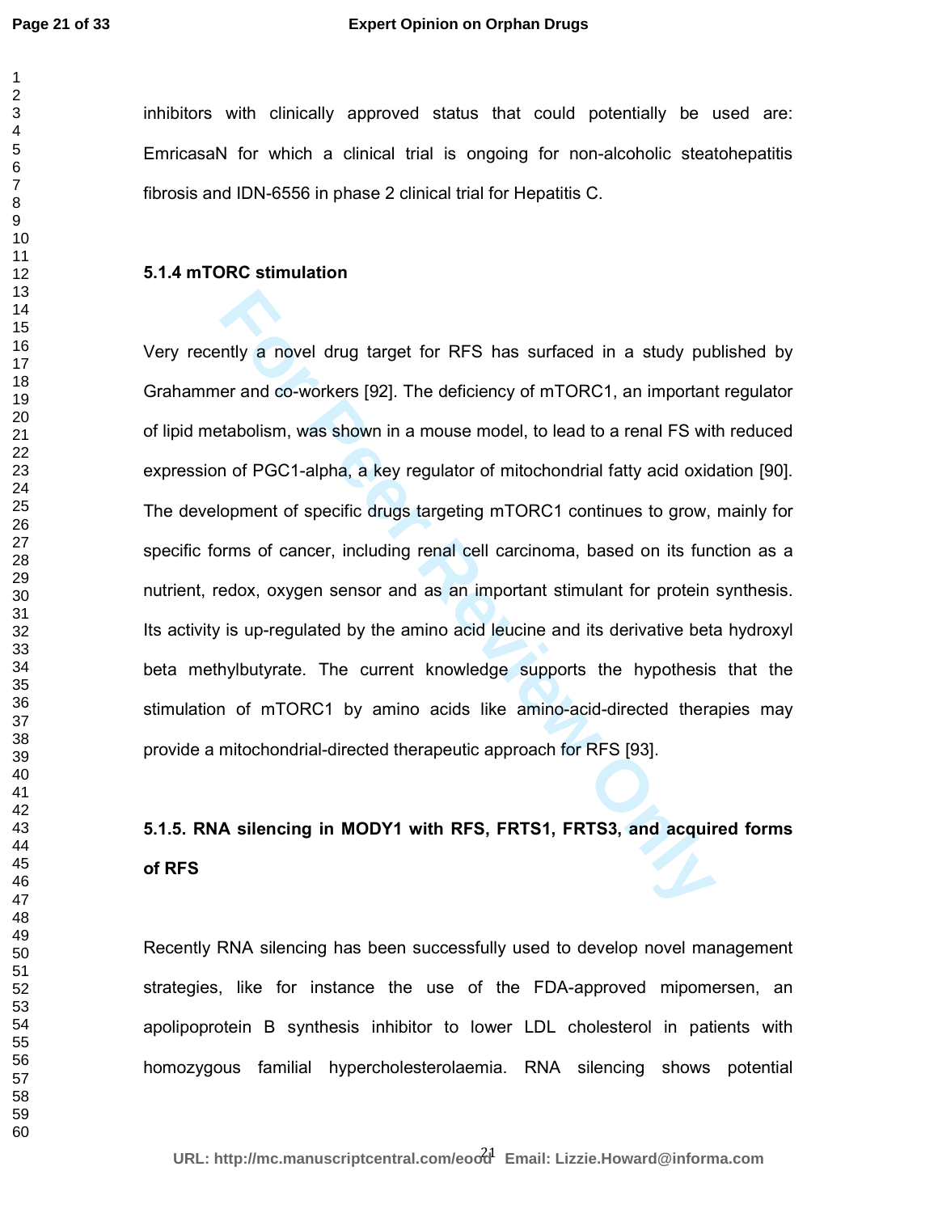inhibitors with clinically approved status that could potentially be used are: EmricasaN for which a clinical trial is ongoing for non-alcoholic steatohepatitis fibrosis and IDN-6556 in phase 2 clinical trial for Hepatitis C.

### 5.1.4 mTORC stimulation

Very recently a novel drug target for RFS has surfaced in a study published by Grahammer and co-workers [92]. The deficiency of mTORC1, an important regulator of lipid metabolism, was shown in a mouse model, to lead to a renal FS with reduced expression of PGC1-alpha, a key regulator of mitochondrial fatty acid oxidation [90]. The development of specific drugs targeting mTORC1 continues to grow, mainly for specific forms of cancer, including renal cell carcinoma, based on its function as a nutrient, redox, oxygen sensor and as an important stimulant for protein synthesis. Its activity is up-regulated by the amino acid leucine and its derivative beta hydroxyl beta methylbutyrate. The current knowledge supports the hypothesis that the stimulation of mTORC1 by amino acids like amino-acid-directed therapies may provide a mitochondrial-directed therapeutic approach for RFS [93].

### 5.1.5. RNA silencing in MODY1 with RFS, FRTS1, FRTS3, and acquired forms of RFS

Recently RNA silencing has been successfully used to develop novel management strategies, like for instance the use of the FDA-approved mipomersen, an apolipoprotein B synthesis inhibitor to lower LDL cholesterol in patients with homozygous familial hypercholesterolaemia. RNA silencing shows potential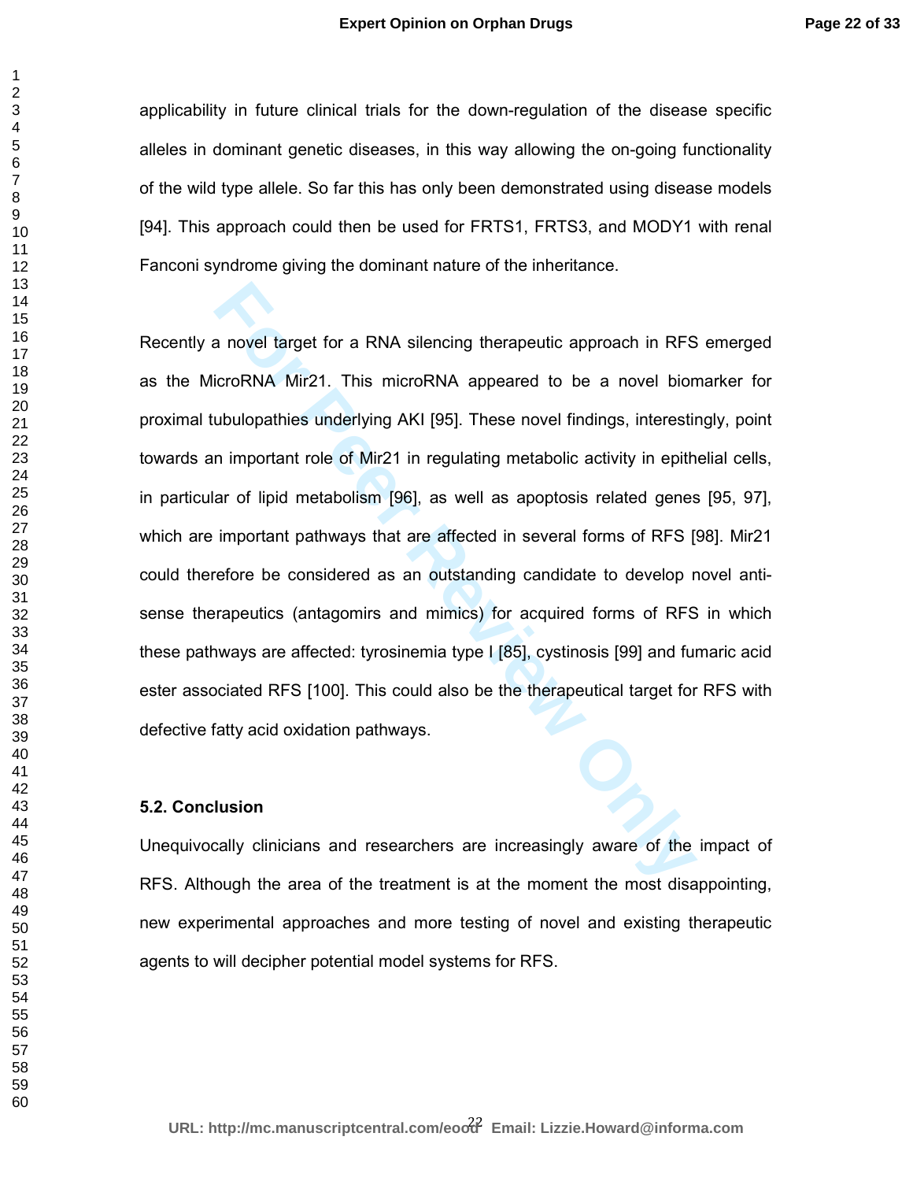applicability in future clinical trials for the down-regulation of the disease specific alleles in dominant genetic diseases, in this way allowing the on-going functionality of the wild type allele. So far this has only been demonstrated using disease models [94]. This approach could then be used for FRTS1, FRTS3, and MODY1 with renal Fanconi syndrome giving the dominant nature of the inheritance.

Recently a novel target for a RNA silencing therapeutic approach in RFS emerged as the MicroRNA Mir21. This microRNA appeared to be a novel biomarker for proximal tubulopathies underlying AKI [95]. These novel findings, interestingly, point towards an important role of Mir21 in regulating metabolic activity in epithelial cells, in particular of lipid metabolism [96], as well as apoptosis related genes [95, 97], which are important pathways that are affected in several forms of RFS [98]. Mir21 could therefore be considered as an outstanding candidate to develop novel anti-sense therapeutics (antagomirs and mimics) for acquired forms of RFS in which these pathways are affected: tyrosinemia type I [85], cystinosis [99] and fumaric acid ester associated RFS [100]. This could also be the therapeutical target for RFS with defective fatty acid oxidation pathways.

### 5.2. Conclusion

Unequivocally clinicians and researchers are increasingly aware of the impact of RFS. Although the area of the treatment is at the moment the most disappointing, new experimental approaches and more testing of novel and existing therapeutic agents to will decipher potential model systems for RFS.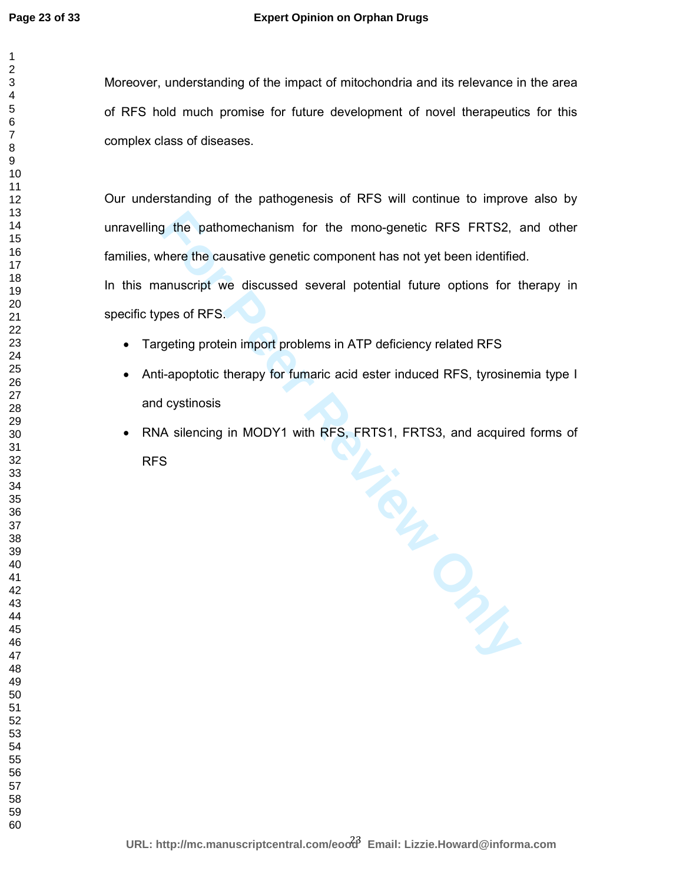Moreover, understanding of the impact of mitochondria and its relevance in the area of RFS hold much promise for future development of novel therapeutics for this complex class of diseases.

Our understanding of the pathogenesis of RFS will continue to improve also by unravelling the pathomechanism for the mono-genetic RFS FRTS2, and other families, where the causative genetic component has not yet been identified.

In this manuscript we discussed several potential future options for therapy in specific types of RFS.

- Targeting protein import problems in ATP deficiency related RFS
- Anti-apoptotic therapy for fumaric acid ester induced RFS, tyrosinemia type I and cystinosis
- RNA silencing in MODY1 with RFS, FRTS1, FRTS3, and acquired forms of RFS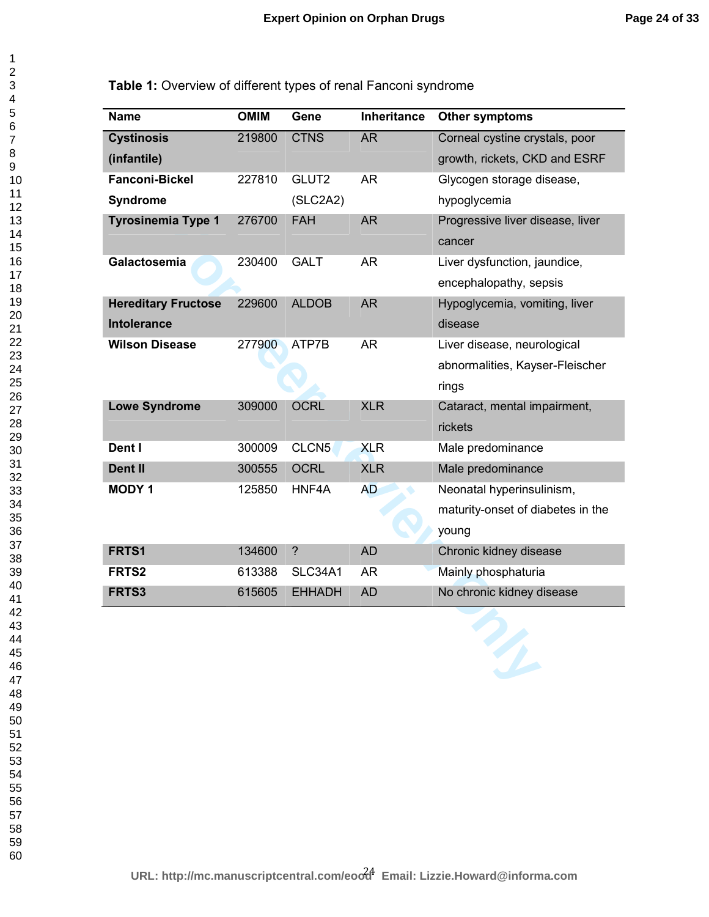**Table 1:** Overview of different types of renal Fanconi syndrome

| Name | OMIM | Gene | Inheritance | Other symptoms |
|---|---|---|---|---|
| **Cystinosis (infantile)** | 219800 | CTNS | AR | Corneal cystine crystals, poor growth, rickets, CKD and ESRF |
| **Fanconi-Bickel Syndrome** | 227810 | GLUT2 (SLC2A2) | AR | Glycogen storage disease, hypoglycemia |
| **Tyrosinemia Type 1** | 276700 | FAH | AR | Progressive liver disease, liver cancer |
| **Galactosemia** | 230400 | GALT | AR | Liver dysfunction, jaundice, encephalopathy, sepsis |
| **Hereditary Fructose Intolerance** | 229600 | ALDOB | AR | Hypoglycemia, vomiting, liver disease |
| **Wilson Disease** | 277900 | ATP7B | AR | Liver disease, neurological abnormalities, Kayser-Fleischer rings |
| **Lowe Syndrome** | 309000 | OCRL | XLR | Cataract, mental impairment, rickets |
| **Dent I** | 300009 | CLCN5 | XLR | Male predominance |
| **Dent II** | 300555 | OCRL | XLR | Male predominance |
| **MODY 1** | 125850 | HNF4A | AD | Neonatal hyperinsulinism, maturity-onset of diabetes in the young |
| **FRTS1** | 134600 | ? | AD | Chronic kidney disease |
| **FRTS2** | 613388 | SLC34A1 | AR | Mainly phosphaturia |
| **FRTS3** | 615605 | EHHADH | AD | No chronic kidney disease |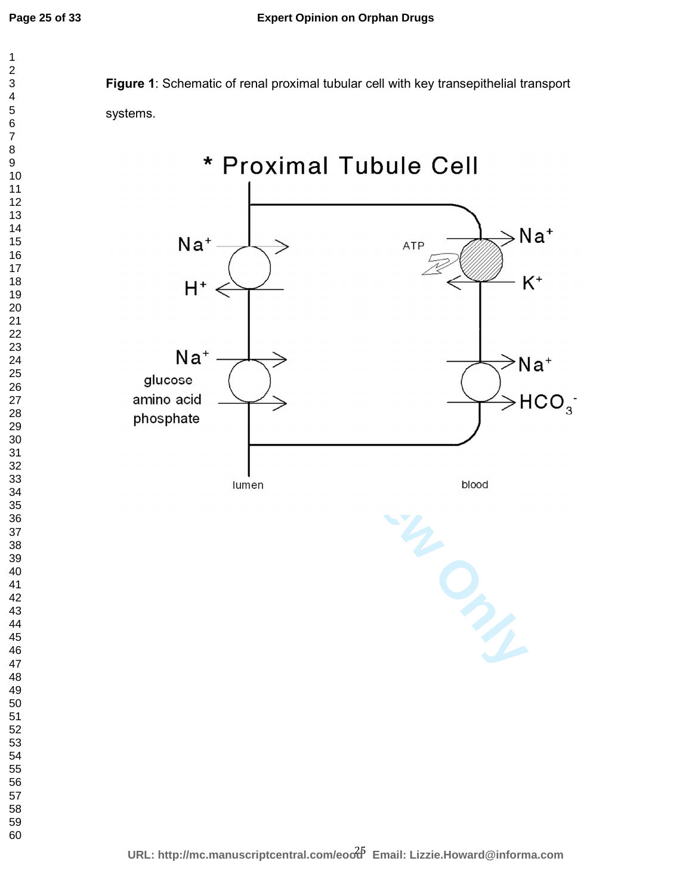**Figure 1**: Schematic of renal proximal tubular cell with key transepithelial transport systems.

* Proximal Tubule Cell

$Na^+$

$H^+$

ATP

$Na^+$

$K^+$

$Na^+$

glucose

amino acid

phosphate

$Na^+$

$HCO_3^-$

lumen

blood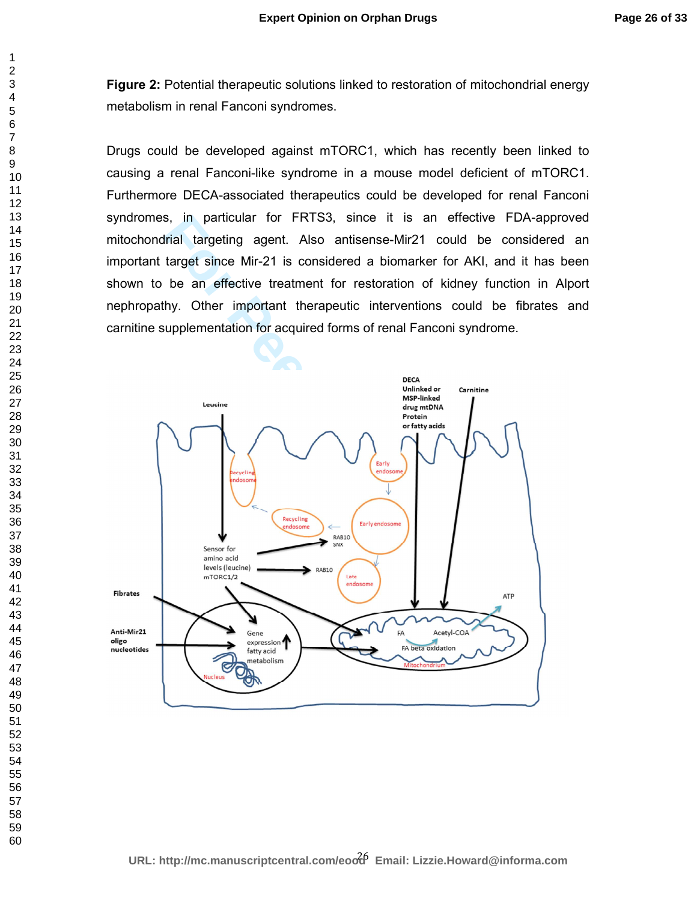**Figure 2:** Potential therapeutic solutions linked to restoration of mitochondrial energy metabolism in renal Fanconi syndromes.

Drugs could be developed against mTORC1, which has recently been linked to causing a renal Fanconi-like syndrome in a mouse model deficient of mTORC1. Furthermore DECA-associated therapeutics could be developed for renal Fanconi syndromes, in particular for FRTS3, since it is an effective FDA-approved mitochondrial targeting agent. Also antisense-Mir21 could be considered an important target since Mir-21 is considered a biomarker for AKI, and it has been shown to be an effective treatment for restoration of kidney function in Alport nephropathy. Other important therapeutic interventions could be fibrates and carnitine supplementation for acquired forms of renal Fanconi syndrome.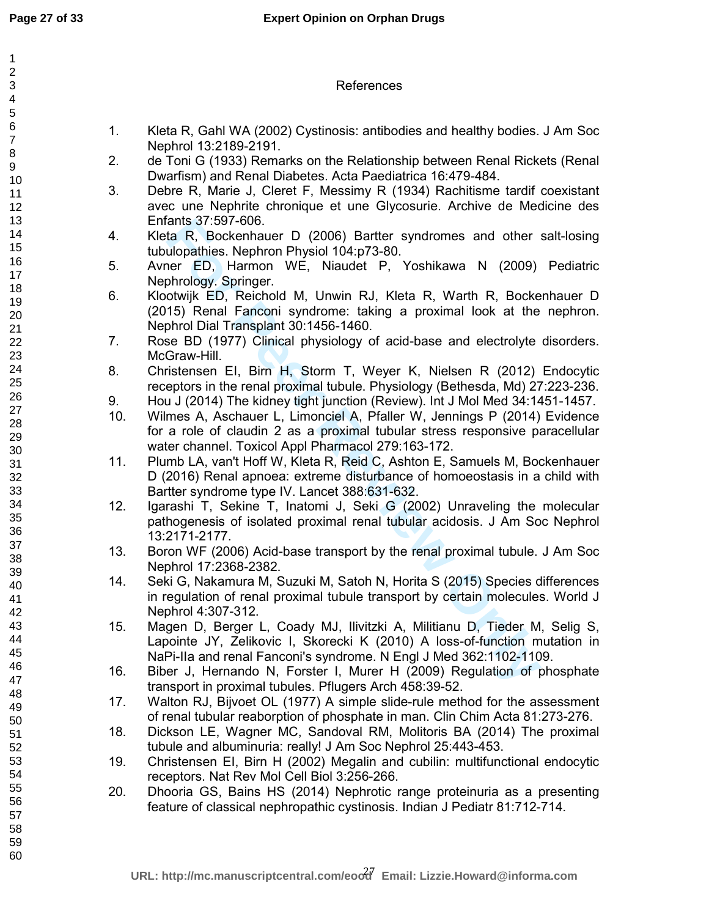# References

1. Kleta R, Gahl WA (2002) Cystinosis: antibodies and healthy bodies. J Am Soc Nephrol 13:2189-2191.
2. de Toni G (1933) Remarks on the Relationship between Renal Rickets (Renal Dwarfism) and Renal Diabetes. Acta Paediatrica 16:479-484.
3. Debre R, Marie J, Cleret F, Messimy R (1934) Rachitisme tardif coexistant avec une Nephrite chronique et une Glycosurie. Archive de Medicine des Enfants 37:597-606.
4. Kleta R, Bockenhauer D (2006) Bartter syndromes and other salt-losing tubulopathies. Nephron Physiol 104:p73-80.
5. Avner ED, Harmon WE, Niaudet P, Yoshikawa N (2009) Pediatric Nephrology. Springer.
6. Klootwijk ED, Reichold M, Unwin RJ, Kleta R, Warth R, Bockenhauer D (2015) Renal Fanconi syndrome: taking a proximal look at the nephron. Nephrol Dial Transplant 30:1456-1460.
7. Rose BD (1977) Clinical physiology of acid-base and electrolyte disorders. McGraw-Hill.
8. Christensen EI, Birn H, Storm T, Weyer K, Nielsen R (2012) Endocytic receptors in the renal proximal tubule. Physiology (Bethesda, Md) 27:223-236.
9. Hou J (2014) The kidney tight junction (Review). Int J Mol Med 34:1451-1457.
10. Wilmes A, Aschauer L, Limonciel A, Pfaller W, Jennings P (2014) Evidence for a role of claudin 2 as a proximal tubular stress responsive paracellular water channel. Toxicol Appl Pharmacol 279:163-172.
11. Plumb LA, van't Hoff W, Kleta R, Reid C, Ashton E, Samuels M, Bockenhauer D (2016) Renal apnoea: extreme disturbance of homoeostasis in a child with Bartter syndrome type IV. Lancet 388:631-632.
12. Igarashi T, Sekine T, Inatomi J, Seki G (2002) Unraveling the molecular pathogenesis of isolated proximal renal tubular acidosis. J Am Soc Nephrol 13:2171-2177.
13. Boron WF (2006) Acid-base transport by the renal proximal tubule. J Am Soc Nephrol 17:2368-2382.
14. Seki G, Nakamura M, Suzuki M, Satoh N, Horita S (2015) Species differences in regulation of renal proximal tubule transport by certain molecules. World J Nephrol 4:307-312.
15. Magen D, Berger L, Coady MJ, Ilivitzki A, Militianu D, Tieder M, Selig S, Lapointe JY, Zelikovic I, Skorecki K (2010) A loss-of-function mutation in NaPi-IIa and renal Fanconi's syndrome. N Engl J Med 362:1102-1109.
16. Biber J, Hernando N, Forster I, Murer H (2009) Regulation of phosphate transport in proximal tubules. Pflugers Arch 458:39-52.
17. Walton RJ, Bijvoet OL (1977) A simple slide-rule method for the assessment of renal tubular reaborption of phosphate in man. Clin Chim Acta 81:273-276.
18. Dickson LE, Wagner MC, Sandoval RM, Molitoris BA (2014) The proximal tubule and albuminuria: really! J Am Soc Nephrol 25:443-453.
19. Christensen EI, Birn H (2002) Megalin and cubilin: multifunctional endocytic receptors. Nat Rev Mol Cell Biol 3:256-266.
20. Dhooria GS, Bains HS (2014) Nephrotic range proteinuria as a presenting feature of classical nephropathic cystinosis. Indian J Pediatr 81:712-714.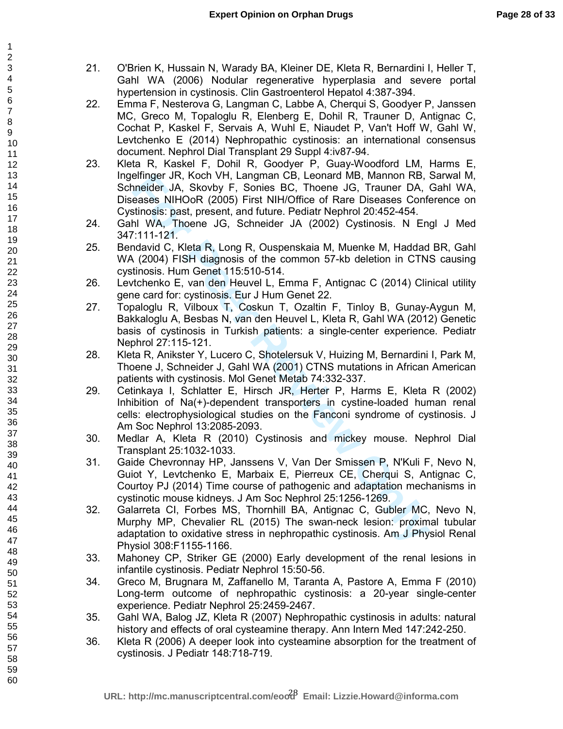21. O'Brien K, Hussain N, Warady BA, Kleiner DE, Kleta R, Bernardini I, Heller T, Gahl WA (2006) Nodular regenerative hyperplasia and severe portal hypertension in cystinosis. Clin Gastroenterol Hepatol 4:387-394.
22. Emma F, Nesterova G, Langman C, Labbe A, Cherqui S, Goodyer P, Janssen MC, Greco M, Topaloglu R, Elenberg E, Dohil R, Trauner D, Antignac C, Cochat P, Kaskel F, Servais A, Wuhl E, Niaudet P, Van't Hoff W, Gahl W, Levtchenko E (2014) Nephropathic cystinosis: an international consensus document. Nephrol Dial Transplant 29 Suppl 4:iv87-94.
23. Kleta R, Kaskel F, Dohil R, Goodyer P, Guay-Woodford LM, Harms E, Ingelfinger JR, Koch VH, Langman CB, Leonard MB, Mannon RB, Sarwal M, Schneider JA, Skovby F, Sonies BC, Thoene JG, Trauner DA, Gahl WA, Diseases NIHOoR (2005) First NIH/Office of Rare Diseases Conference on Cystinosis: past, present, and future. Pediatr Nephrol 20:452-454.
24. Gahl WA, Thoene JG, Schneider JA (2002) Cystinosis. N Engl J Med 347:111-121.
25. Bendavid C, Kleta R, Long R, Ouspenskaia M, Muenke M, Haddad BR, Gahl WA (2004) FISH diagnosis of the common 57-kb deletion in CTNS causing cystinosis. Hum Genet 115:510-514.
26. Levtchenko E, van den Heuvel L, Emma F, Antignac C (2014) Clinical utility gene card for: cystinosis. Eur J Hum Genet 22.
27. Topaloglu R, Vilboux T, Coskun T, Ozaltin F, Tinloy B, Gunay-Aygun M, Bakkaloglu A, Besbas N, van den Heuvel L, Kleta R, Gahl WA (2012) Genetic basis of cystinosis in Turkish patients: a single-center experience. Pediatr Nephrol 27:115-121.
28. Kleta R, Anikster Y, Lucero C, Shotelersuk V, Huizing M, Bernardini I, Park M, Thoene J, Schneider J, Gahl WA (2001) CTNS mutations in African American patients with cystinosis. Mol Genet Metab 74:332-337.
29. Cetinkaya I, Schlatter E, Hirsch JR, Herter P, Harms E, Kleta R (2002) Inhibition of Na(+)-dependent transporters in cystine-loaded human renal cells: electrophysiological studies on the Fanconi syndrome of cystinosis. J Am Soc Nephrol 13:2085-2093.
30. Medlar A, Kleta R (2010) Cystinosis and mickey mouse. Nephrol Dial Transplant 25:1032-1033.
31. Gaide Chevronnay HP, Janssens V, Van Der Smissen P, N'Kuli F, Nevo N, Guiot Y, Levtchenko E, Marbaix E, Pierreux CE, Cherqui S, Antignac C, Courtoy PJ (2014) Time course of pathogenic and adaptation mechanisms in cystinotic mouse kidneys. J Am Soc Nephrol 25:1256-1269.
32. Galarreta CI, Forbes MS, Thornhill BA, Antignac C, Gubler MC, Nevo N, Murphy MP, Chevalier RL (2015) The swan-neck lesion: proximal tubular adaptation to oxidative stress in nephropathic cystinosis. Am J Physiol Renal Physiol 308:F1155-1166.
33. Mahoney CP, Striker GE (2000) Early development of the renal lesions in infantile cystinosis. Pediatr Nephrol 15:50-56.
34. Greco M, Brugnara M, Zaffanello M, Taranta A, Pastore A, Emma F (2010) Long-term outcome of nephropathic cystinosis: a 20-year single-center experience. Pediatr Nephrol 25:2459-2467.
35. Gahl WA, Balog JZ, Kleta R (2007) Nephropathic cystinosis in adults: natural history and effects of oral cysteamine therapy. Ann Intern Med 147:242-250.
36. Kleta R (2006) A deeper look into cysteamine absorption for the treatment of cystinosis. J Pediatr 148:718-719.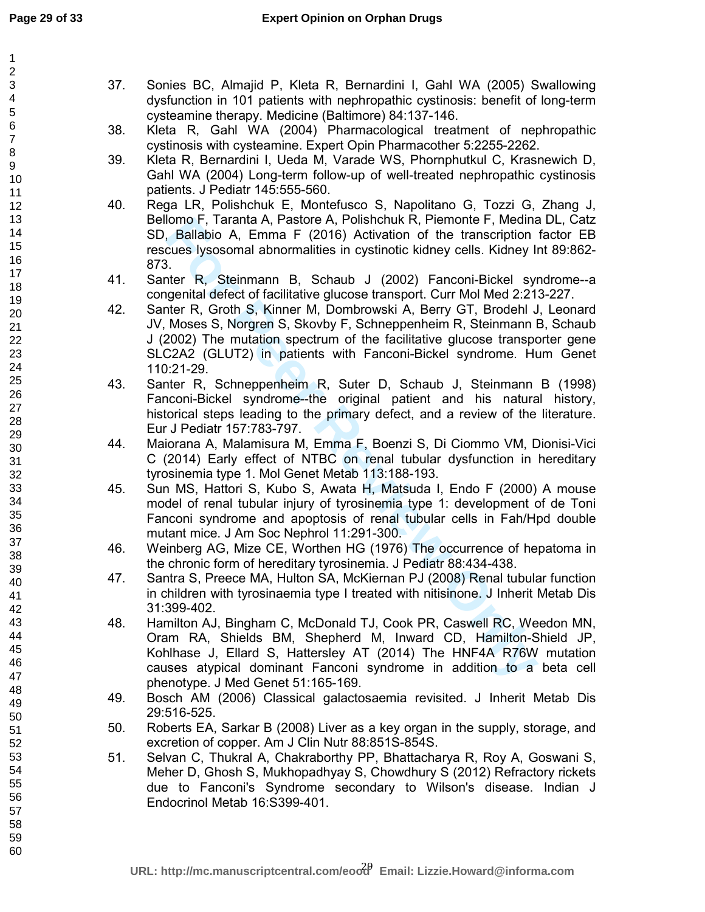37. Sonies BC, Almajid P, Kleta R, Bernardini I, Gahl WA (2005) Swallowing dysfunction in 101 patients with nephropathic cystinosis: benefit of long-term cysteamine therapy. Medicine (Baltimore) 84:137-146.
38. Kleta R, Gahl WA (2004) Pharmacological treatment of nephropathic cystinosis with cysteamine. Expert Opin Pharmacother 5:2255-2262.
39. Kleta R, Bernardini I, Ueda M, Varade WS, Phornphutkul C, Krasnewich D, Gahl WA (2004) Long-term follow-up of well-treated nephropathic cystinosis patients. J Pediatr 145:555-560.
40. Rega LR, Polishchuk E, Montefusco S, Napolitano G, Tozzi G, Zhang J, Bellomo F, Taranta A, Pastore A, Polishchuk R, Piemonte F, Medina DL, Catz SD, Ballabio A, Emma F (2016) Activation of the transcription factor EB rescues lysosomal abnormalities in cystinotic kidney cells. Kidney Int 89:862-873.
41. Santer R, Steinmann B, Schaub J (2002) Fanconi-Bickel syndrome--a congenital defect of facilitative glucose transport. Curr Mol Med 2:213-227.
42. Santer R, Groth S, Kinner M, Dombrowski A, Berry GT, Brodehl J, Leonard JV, Moses S, Norgren S, Skovby F, Schneppenheim R, Steinmann B, Schaub J (2002) The mutation spectrum of the facilitative glucose transporter gene SLC2A2 (GLUT2) in patients with Fanconi-Bickel syndrome. Hum Genet 110:21-29.
43. Santer R, Schneppenheim R, Suter D, Schaub J, Steinmann B (1998) Fanconi-Bickel syndrome--the original patient and his natural history, historical steps leading to the primary defect, and a review of the literature. Eur J Pediatr 157:783-797.
44. Maiorana A, Malamisura M, Emma F, Boenzi S, Di Ciommo VM, Dionisi-Vici C (2014) Early effect of NTBC on renal tubular dysfunction in hereditary tyrosinemia type 1. Mol Genet Metab 113:188-193.
45. Sun MS, Hattori S, Kubo S, Awata H, Matsuda I, Endo F (2000) A mouse model of renal tubular injury of tyrosinemia type 1: development of de Toni Fanconi syndrome and apoptosis of renal tubular cells in Fah/Hpd double mutant mice. J Am Soc Nephrol 11:291-300.
46. Weinberg AG, Mize CE, Worthen HG (1976) The occurrence of hepatoma in the chronic form of hereditary tyrosinemia. J Pediatr 88:434-438.
47. Santra S, Preece MA, Hulton SA, McKiernan PJ (2008) Renal tubular function in children with tyrosinaemia type I treated with nitisinone. J Inherit Metab Dis 31:399-402.
48. Hamilton AJ, Bingham C, McDonald TJ, Cook PR, Caswell RC, Weedon MN, Oram RA, Shields BM, Shepherd M, Inward CD, Hamilton-Shield JP, Kohlhase J, Ellard S, Hattersley AT (2014) The HNF4A R76W mutation causes atypical dominant Fanconi syndrome in addition to a beta cell phenotype. J Med Genet 51:165-169.
49. Bosch AM (2006) Classical galactosaemia revisited. J Inherit Metab Dis 29:516-525.
50. Roberts EA, Sarkar B (2008) Liver as a key organ in the supply, storage, and excretion of copper. Am J Clin Nutr 88:851S-854S.
51. Selvan C, Thukral A, Chakraborthy PP, Bhattacharya R, Roy A, Goswani S, Meher D, Ghosh S, Mukhopadhyay S, Chowdhury S (2012) Refractory rickets due to Fanconi's Syndrome secondary to Wilson's disease. Indian J Endocrinol Metab 16:S399-401.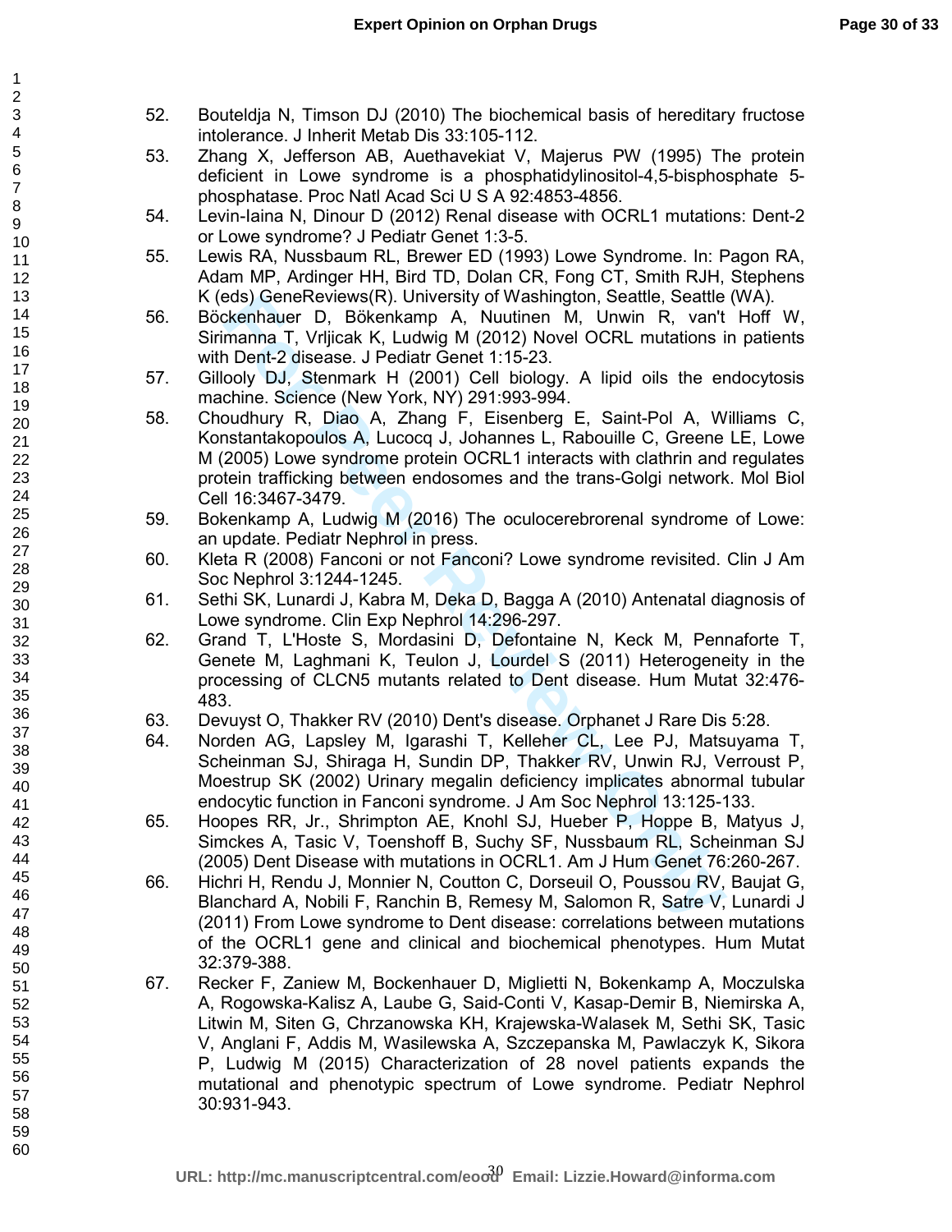52. Bouteldja N, Timson DJ (2010) The biochemical basis of hereditary fructose intolerance. J Inherit Metab Dis 33:105-112.
53. Zhang X, Jefferson AB, Auethavekiat V, Majerus PW (1995) The protein deficient in Lowe syndrome is a phosphatidylinositol-4,5-bisphosphate 5-phosphatase. Proc Natl Acad Sci U S A 92:4853-4856.
54. Levin-Iaina N, Dinour D (2012) Renal disease with OCRL1 mutations: Dent-2 or Lowe syndrome? J Pediatr Genet 1:3-5.
55. Lewis RA, Nussbaum RL, Brewer ED (1993) Lowe Syndrome. In: Pagon RA, Adam MP, Ardinger HH, Bird TD, Dolan CR, Fong CT, Smith RJH, Stephens K (eds) GeneReviews(R). University of Washington, Seattle, Seattle (WA).
56. Böckenhauer D, Bökenkamp A, Nuutinen M, Unwin R, van't Hoff W, Sirimanna T, Vrljicak K, Ludwig M (2012) Novel OCRL mutations in patients with Dent-2 disease. J Pediatr Genet 1:15-23.
57. Gillooly DJ, Stenmark H (2001) Cell biology. A lipid oils the endocytosis machine. Science (New York, NY) 291:993-994.
58. Choudhury R, Diao A, Zhang F, Eisenberg E, Saint-Pol A, Williams C, Konstantakopoulos A, Lucocq J, Johannes L, Rabouille C, Greene LE, Lowe M (2005) Lowe syndrome protein OCRL1 interacts with clathrin and regulates protein trafficking between endosomes and the trans-Golgi network. Mol Biol Cell 16:3467-3479.
59. Bokenkamp A, Ludwig M (2016) The oculocerebrorenal syndrome of Lowe: an update. Pediatr Nephrol in press.
60. Kleta R (2008) Fanconi or not Fanconi? Lowe syndrome revisited. Clin J Am Soc Nephrol 3:1244-1245.
61. Sethi SK, Lunardi J, Kabra M, Deka D, Bagga A (2010) Antenatal diagnosis of Lowe syndrome. Clin Exp Nephrol 14:296-297.
62. Grand T, L'Hoste S, Mordasini D, Defontaine N, Keck M, Pennaforte T, Genete M, Laghmani K, Teulon J, Lourdel S (2011) Heterogeneity in the processing of CLCN5 mutants related to Dent disease. Hum Mutat 32:476-483.
63. Devuyst O, Thakker RV (2010) Dent's disease. Orphanet J Rare Dis 5:28.
64. Norden AG, Lapsley M, Igarashi T, Kelleher CL, Lee PJ, Matsuyama T, Scheinman SJ, Shiraga H, Sundin DP, Thakker RV, Unwin RJ, Verroust P, Moestrup SK (2002) Urinary megalin deficiency implicates abnormal tubular endocytic function in Fanconi syndrome. J Am Soc Nephrol 13:125-133.
65. Hoopes RR, Jr., Shrimpton AE, Knohl SJ, Hueber P, Hoppe B, Matyus J, Simckes A, Tasic V, Toenshoff B, Suchy SF, Nussbaum RL, Scheinman SJ (2005) Dent Disease with mutations in OCRL1. Am J Hum Genet 76:260-267.
66. Hichri H, Rendu J, Monnier N, Coutton C, Dorseuil O, Poussou RV, Baujat G, Blanchard A, Nobili F, Ranchin B, Remesy M, Salomon R, Satre V, Lunardi J (2011) From Lowe syndrome to Dent disease: correlations between mutations of the OCRL1 gene and clinical and biochemical phenotypes. Hum Mutat 32:379-388.
67. Recker F, Zaniew M, Bockenhauer D, Miglietti N, Bokenkamp A, Moczulska A, Rogowska-Kalisz A, Laube G, Said-Conti V, Kasap-Demir B, Niemirska A, Litwin M, Siten G, Chrzanowska KH, Krajewska-Walasek M, Sethi SK, Tasic V, Anglani F, Addis M, Wasilewska A, Szczepanska M, Pawlaczyk K, Sikora P, Ludwig M (2015) Characterization of 28 novel patients expands the mutational and phenotypic spectrum of Lowe syndrome. Pediatr Nephrol 30:931-943.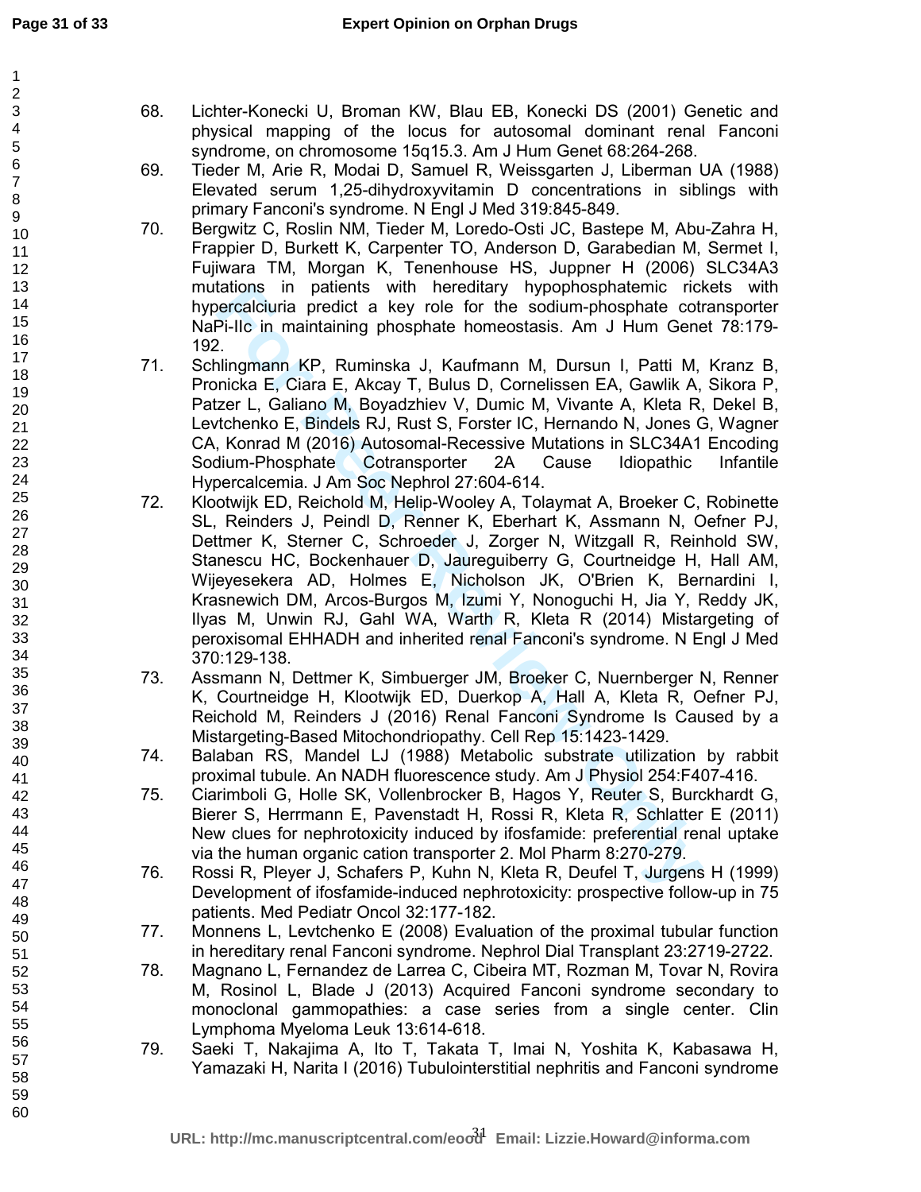68. Lichter-Konecki U, Broman KW, Blau EB, Konecki DS (2001) Genetic and physical mapping of the locus for autosomal dominant renal Fanconi syndrome, on chromosome 15q15.3. Am J Hum Genet 68:264-268.
69. Tieder M, Arie R, Modai D, Samuel R, Weissgarten J, Liberman UA (1988) Elevated serum 1,25-dihydroxyvitamin D concentrations in siblings with primary Fanconi's syndrome. N Engl J Med 319:845-849.
70. Bergwitz C, Roslin NM, Tieder M, Loredo-Osti JC, Bastepe M, Abu-Zahra H, Frappier D, Burkett K, Carpenter TO, Anderson D, Garabedian M, Sermet I, Fujiwara TM, Morgan K, Tenenhouse HS, Juppner H (2006) SLC34A3 mutations in patients with hereditary hypophosphatemic rickets with hypercalciuria predict a key role for the sodium-phosphate cotransporter NaPi-IIc in maintaining phosphate homeostasis. Am J Hum Genet 78:179-192.
71. Schlingmann KP, Ruminska J, Kaufmann M, Dursun I, Patti M, Kranz B, Pronicka E, Ciara E, Akcay T, Bulus D, Cornelissen EA, Gawlik A, Sikora P, Patzer L, Galiano M, Boyadzhiev V, Dumic M, Vivante A, Kleta R, Dekel B, Levtchenko E, Bindels RJ, Rust S, Forster IC, Hernando N, Jones G, Wagner CA, Konrad M (2016) Autosomal-Recessive Mutations in SLC34A1 Encoding Sodium-Phosphate Cotransporter 2A Cause Idiopathic Infantile Hypercalcemia. J Am Soc Nephrol 27:604-614.
72. Klootwijk ED, Reichold M, Helip-Wooley A, Tolaymat A, Broeker C, Robinette SL, Reinders J, Peindl D, Renner K, Eberhart K, Assmann N, Oefner PJ, Dettmer K, Sterner C, Schroeder J, Zorger N, Witzgall R, Reinhold SW, Stanescu HC, Bockenhauer D, Jaureguiberry G, Courtneidge H, Hall AM, Wijeyesekera AD, Holmes E, Nicholson JK, O'Brien K, Bernardini I, Krasnewich DM, Arcos-Burgos M, Izumi Y, Nonoguchi H, Jia Y, Reddy JK, Ilyas M, Unwin RJ, Gahl WA, Warth R, Kleta R (2014) Mistargeting of peroxisomal EHHADH and inherited renal Fanconi's syndrome. N Engl J Med 370:129-138.
73. Assmann N, Dettmer K, Simbuerger JM, Broeker C, Nuernberger N, Renner K, Courtneidge H, Klootwijk ED, Duerkop A, Hall A, Kleta R, Oefner PJ, Reichold M, Reinders J (2016) Renal Fanconi Syndrome Is Caused by a Mistargeting-Based Mitochondriopathy. Cell Rep 15:1423-1429.
74. Balaban RS, Mandel LJ (1988) Metabolic substrate utilization by rabbit proximal tubule. An NADH fluorescence study. Am J Physiol 254:F407-416.
75. Ciarimboli G, Holle SK, Vollenbrocker B, Hagos Y, Reuter S, Burckhardt G, Bierer S, Herrmann E, Pavenstadt H, Rossi R, Kleta R, Schlatter E (2011) New clues for nephrotoxicity induced by ifosfamide: preferential renal uptake via the human organic cation transporter 2. Mol Pharm 8:270-279.
76. Rossi R, Pleyer J, Schafers P, Kuhn N, Kleta R, Deufel T, Jurgens H (1999) Development of ifosfamide-induced nephrotoxicity: prospective follow-up in 75 patients. Med Pediatr Oncol 32:177-182.
77. Monnens L, Levtchenko E (2008) Evaluation of the proximal tubular function in hereditary renal Fanconi syndrome. Nephrol Dial Transplant 23:2719-2722.
78. Magnano L, Fernandez de Larrea C, Cibeira MT, Rozman M, Tovar N, Rovira M, Rosinol L, Blade J (2013) Acquired Fanconi syndrome secondary to monoclonal gammopathies: a case series from a single center. Clin Lymphoma Myeloma Leuk 13:614-618.
79. Saeki T, Nakajima A, Ito T, Takata T, Imai N, Yoshita K, Kabasawa H, Yamazaki H, Narita I (2016) Tubulointerstitial nephritis and Fanconi syndrome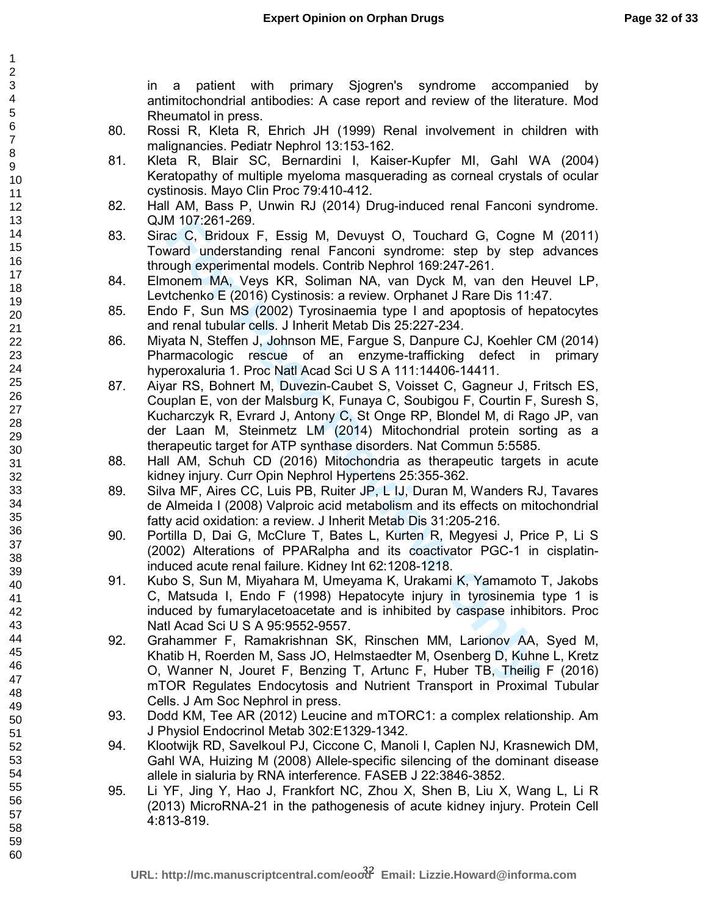in a patient with primary Sjogren's syndrome accompanied by antimitochondrial antibodies: A case report and review of the literature. Mod Rheumatol in press.

80. Rossi R, Kleta R, Ehrich JH (1999) Renal involvement in children with malignancies. Pediatr Nephrol 13:153-162.
81. Kleta R, Blair SC, Bernardini I, Kaiser-Kupfer MI, Gahl WA (2004) Keratopathy of multiple myeloma masquerading as corneal crystals of ocular cystinosis. Mayo Clin Proc 79:410-412.
82. Hall AM, Bass P, Unwin RJ (2014) Drug-induced renal Fanconi syndrome. QJM 107:261-269.
83. Sirac C, Bridoux F, Essig M, Devuyst O, Touchard G, Cogne M (2011) Toward understanding renal Fanconi syndrome: step by step advances through experimental models. Contrib Nephrol 169:247-261.
84. Elmonem MA, Veys KR, Soliman NA, van Dyck M, van den Heuvel LP, Levtchenko E (2016) Cystinosis: a review. Orphanet J Rare Dis 11:47.
85. Endo F, Sun MS (2002) Tyrosinaemia type I and apoptosis of hepatocytes and renal tubular cells. J Inherit Metab Dis 25:227-234.
86. Miyata N, Steffen J, Johnson ME, Fargue S, Danpure CJ, Koehler CM (2014) Pharmacologic rescue of an enzyme-trafficking defect in primary hyperoxaluria 1. Proc Natl Acad Sci U S A 111:14406-14411.
87. Aiyar RS, Bohnert M, Duvezin-Caubet S, Voisset C, Gagneur J, Fritsch ES, Couplan E, von der Malsburg K, Funaya C, Soubigou F, Courtin F, Suresh S, Kucharczyk R, Evrard J, Antony C, St Onge RP, Blondel M, di Rago JP, van der Laan M, Steinmetz LM (2014) Mitochondrial protein sorting as a therapeutic target for ATP synthase disorders. Nat Commun 5:5585.
88. Hall AM, Schuh CD (2016) Mitochondria as therapeutic targets in acute kidney injury. Curr Opin Nephrol Hypertens 25:355-362.
89. Silva MF, Aires CC, Luis PB, Ruiter JP, L IJ, Duran M, Wanders RJ, Tavares de Almeida I (2008) Valproic acid metabolism and its effects on mitochondrial fatty acid oxidation: a review. J Inherit Metab Dis 31:205-216.
90. Portilla D, Dai G, McClure T, Bates L, Kurten R, Megyesi J, Price P, Li S (2002) Alterations of PPARalpha and its coactivator PGC-1 in cisplatin-induced acute renal failure. Kidney Int 62:1208-1218.
91. Kubo S, Sun M, Miyahara M, Umeyama K, Urakami K, Yamamoto T, Jakobs C, Matsuda I, Endo F (1998) Hepatocyte injury in tyrosinemia type 1 is induced by fumarylacetoacetate and is inhibited by caspase inhibitors. Proc Natl Acad Sci U S A 95:9552-9557.
92. Grahammer F, Ramakrishnan SK, Rinschen MM, Larionov AA, Syed M, Khatib H, Roerden M, Sass JO, Helmstaedter M, Osenberg D, Kuhne L, Kretz O, Wanner N, Jouret F, Benzing T, Artunc F, Huber TB, Theilig F (2016) mTOR Regulates Endocytosis and Nutrient Transport in Proximal Tubular Cells. J Am Soc Nephrol in press.
93. Dodd KM, Tee AR (2012) Leucine and mTORC1: a complex relationship. Am J Physiol Endocrinol Metab 302:E1329-1342.
94. Klootwijk RD, Savelkoul PJ, Ciccone C, Manoli I, Caplen NJ, Krasnewich DM, Gahl WA, Huizing M (2008) Allele-specific silencing of the dominant disease allele in sialuria by RNA interference. FASEB J 22:3846-3852.
95. Li YF, Jing Y, Hao J, Frankfort NC, Zhou X, Shen B, Liu X, Wang L, Li R (2013) MicroRNA-21 in the pathogenesis of acute kidney injury. Protein Cell 4:813-819.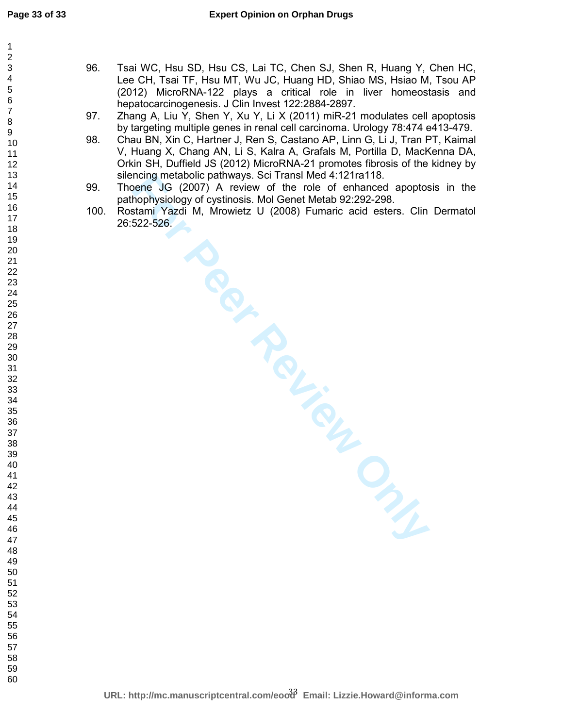96. Tsai WC, Hsu SD, Hsu CS, Lai TC, Chen SJ, Shen R, Huang Y, Chen HC, Lee CH, Tsai TF, Hsu MT, Wu JC, Huang HD, Shiao MS, Hsiao M, Tsou AP (2012) MicroRNA-122 plays a critical role in liver homeostasis and hepatocarcinogenesis. J Clin Invest 122:2884-2897.
97. Zhang A, Liu Y, Shen Y, Xu Y, Li X (2011) miR-21 modulates cell apoptosis by targeting multiple genes in renal cell carcinoma. Urology 78:474 e413-479.
98. Chau BN, Xin C, Hartner J, Ren S, Castano AP, Linn G, Li J, Tran PT, Kaimal V, Huang X, Chang AN, Li S, Kalra A, Grafals M, Portilla D, MacKenna DA, Orkin SH, Duffield JS (2012) MicroRNA-21 promotes fibrosis of the kidney by silencing metabolic pathways. Sci Transl Med 4:121ra118.
99. Thoene JG (2007) A review of the role of enhanced apoptosis in the pathophysiology of cystinosis. Mol Genet Metab 92:292-298.
100. Rostami Yazdi M, Mrowietz U (2008) Fumaric acid esters. Clin Dermatol 26:522-526.